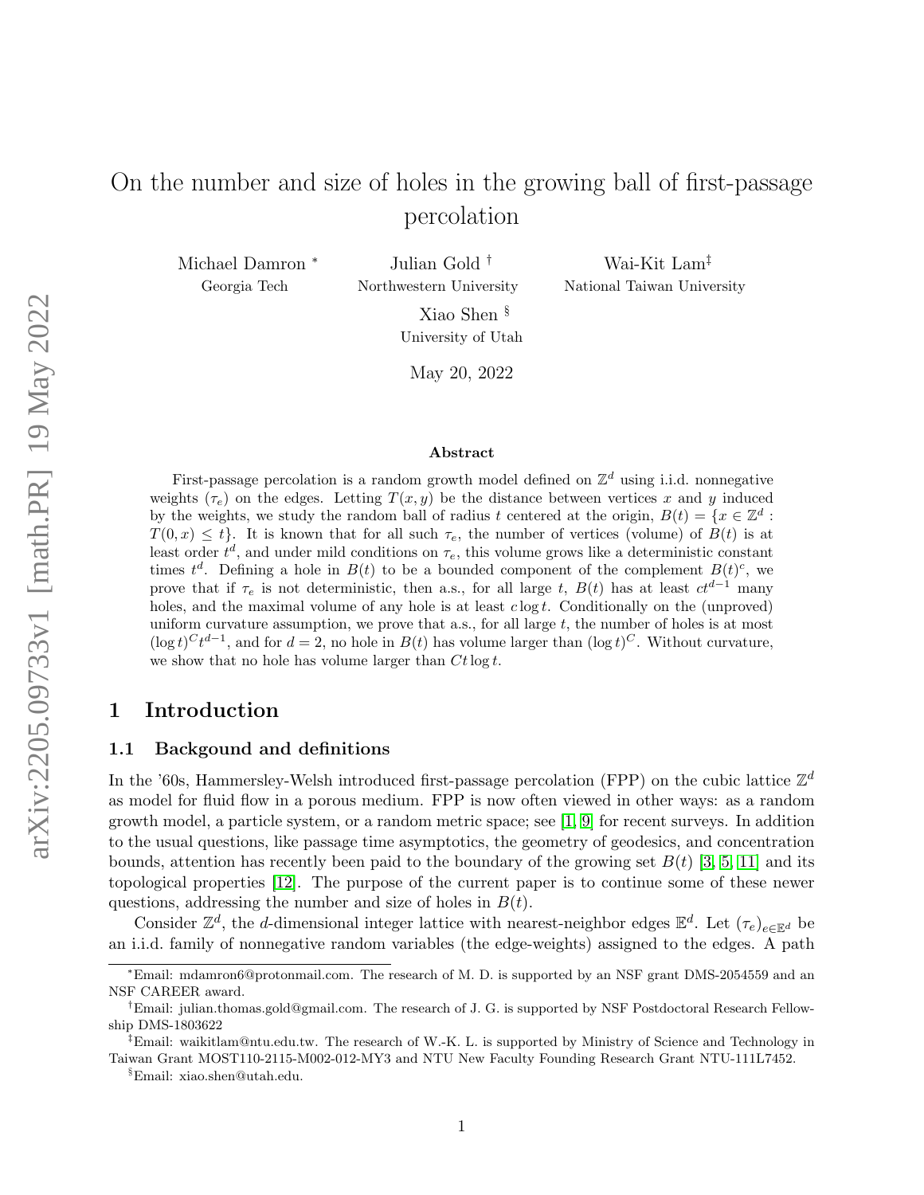# On the number and size of holes in the growing ball of first-passage percolation

Michael Damron [*] (Georgia Tech) Julian Gold [†] (Northwestern University) Wai-Kit Lam [‡] (National Taiwan University)

Xiao Shen [§] (University of Utah)

May 20, 2022

### Abstract

First-passage percolation is a random growth model defined on $\mathbb{Z}^d$ using i.i.d. nonnegative weights $(\tau_e)$ on the edges. Letting $T(x, y)$ be the distance between vertices $x$ and $y$ induced by the weights, we study the random ball of radius $t$ centered at the origin, $B(t) = \{x \in \mathbb{Z}^d : T(0, x) \le t\}$. It is known that for all such $\tau_e$, the number of vertices (volume) of $B(t)$ is at least order $t^d$, and under mild conditions on $\tau_e$, this volume grows like a deterministic constant times $t^d$. Defining a hole in $B(t)$ to be a bounded component of the complement $B(t)^c$, we prove that if $\tau_e$ is not deterministic, then a.s., for all large $t$, $B(t)$ has at least $ct^{d-1}$ many holes, and the maximal volume of any hole is at least $c \log t$. Conditionally on the (unproved) uniform curvature assumption, we prove that a.s., for all large $t$, the number of holes is at most $(\log t)^C t^{d-1}$, and for $d = 2$, no hole in $B(t)$ has volume larger than $(\log t)^C$. Without curvature, we show that no hole has volume larger than $Ct \log t$.

## 1 Introduction

### 1.1 Backgound and definitions

In the '60s, Hammersley-Welsh introduced first-passage percolation (FPP) on the cubic lattice $\mathbb{Z}^d$ as model for fluid flow in a porous medium. FPP is now often viewed in other ways: as a random growth model, a particle system, or a random metric space; see [1, 9] for recent surveys. In addition to the usual questions, like passage time asymptotics, the geometry of geodesics, and concentration bounds, attention has recently been paid to the boundary of the growing set $B(t)$ [3, 5, 11] and its topological properties [12]. The purpose of the current paper is to continue some of these newer questions, addressing the number and size of holes in $B(t)$.

Consider $\mathbb{Z}^d$, the $d$-dimensional integer lattice with nearest-neighbor edges $\mathbb{E}^d$. Let $(\tau_e)_{e \in \mathbb{E}^d}$ be an i.i.d. family of nonnegative random variables (the edge-weights) assigned to the edges. A path

---

[*] Email: mdamron6@protonmail.com. The research of M. D. is supported by an NSF grant DMS-2054559 and an NSF CAREER award.

[†] Email: julian.thomas.gold@gmail.com. The research of J. G. is supported by NSF Postdoctoral Research Fellowship DMS-1803622

[‡] Email: waikitlam@ntu.edu.tw. The research of W.-K. L. is supported by Ministry of Science and Technology in Taiwan Grant MOST110-2115-M002-012-MY3 and NTU New Faculty Founding Research Grant NTU-111L7452.

[§] Email: xiao.shen@utah.edu.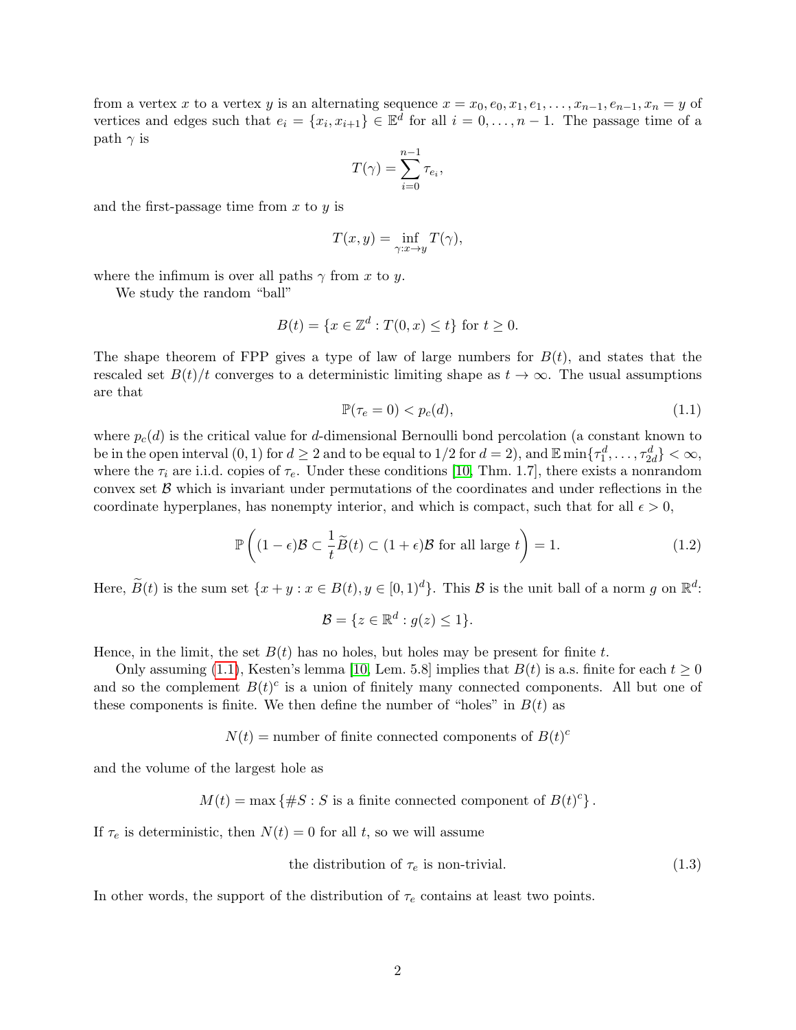from a vertex $x$ to a vertex $y$ is an alternating sequence $x = x_0, e_0, x_1, e_1, \ldots, x_{n-1}, e_{n-1}, x_n = y$ of vertices and edges such that $e_i = \{x_i, x_{i+1}\} \in \mathbb{E}^d$ for all $i = 0, \ldots, n-1$. The passage time of a path $\gamma$ is

$$T(\gamma) = \sum_{i=0}^{n-1} \tau_{e_i},$$

and the first-passage time from $x$ to $y$ is

$$T(x, y) = \inf_{\gamma : x \to y} T(\gamma),$$

where the infimum is over all paths $\gamma$ from $x$ to $y$.

We study the random "ball"

$$B(t) = \{x \in \mathbb{Z}^d : T(0, x) \leq t\} \text{ for } t \geq 0.$$

The shape theorem of FPP gives a type of law of large numbers for $B(t)$, and states that the rescaled set $B(t)/t$ converges to a deterministic limiting shape as $t \to \infty$. The usual assumptions are that

$$\mathbb{P}(\tau_e = 0) < p_c(d), \tag{1.1}$$

where $p_c(d)$ is the critical value for $d$-dimensional Bernoulli bond percolation (a constant known to be in the open interval $(0, 1)$ for $d \geq 2$ and to be equal to $1/2$ for $d = 2$), and $\mathbb{E} \min\{\tau_1^d, \ldots, \tau_{2d}^d\} < \infty$, where the $\tau_i$ are i.i.d. copies of $\tau_e$. Under these conditions [10, Thm. 1.7], there exists a nonrandom convex set $\mathcal{B}$ which is invariant under permutations of the coordinates and under reflections in the coordinate hyperplanes, has nonempty interior, and which is compact, such that for all $\epsilon > 0$,

$$\mathbb{P}\left((1 - \epsilon)\mathcal{B} \subset \frac{1}{t}\widetilde{B}(t) \subset (1 + \epsilon)\mathcal{B} \text{ for all large } t\right) = 1. \tag{1.2}$$

Here, $\widetilde{B}(t)$ is the sum set $\{x + y : x \in B(t), y \in [0, 1)^d\}$. This $\mathcal{B}$ is the unit ball of a norm $g$ on $\mathbb{R}^d$:

$$\mathcal{B} = \{z \in \mathbb{R}^d : g(z) \leq 1\}.$$

Hence, in the limit, the set $B(t)$ has no holes, but holes may be present for finite $t$.

Only assuming (1.1), Kesten's lemma [10, Lem. 5.8] implies that $B(t)$ is a.s. finite for each $t \geq 0$ and so the complement $B(t)^c$ is a union of finitely many connected components. All but one of these components is finite. We then define the number of "holes" in $B(t)$ as

$$N(t) = \text{number of finite connected components of } B(t)^c$$

and the volume of the largest hole as

$$M(t) = \max\{\#S : S \text{ is a finite connected component of } B(t)^c\}.$$

If $\tau_e$ is deterministic, then $N(t) = 0$ for all $t$, so we will assume

$$\text{the distribution of } \tau_e \text{ is non-trivial.} \tag{1.3}$$

In other words, the support of the distribution of $\tau_e$ contains at least two points.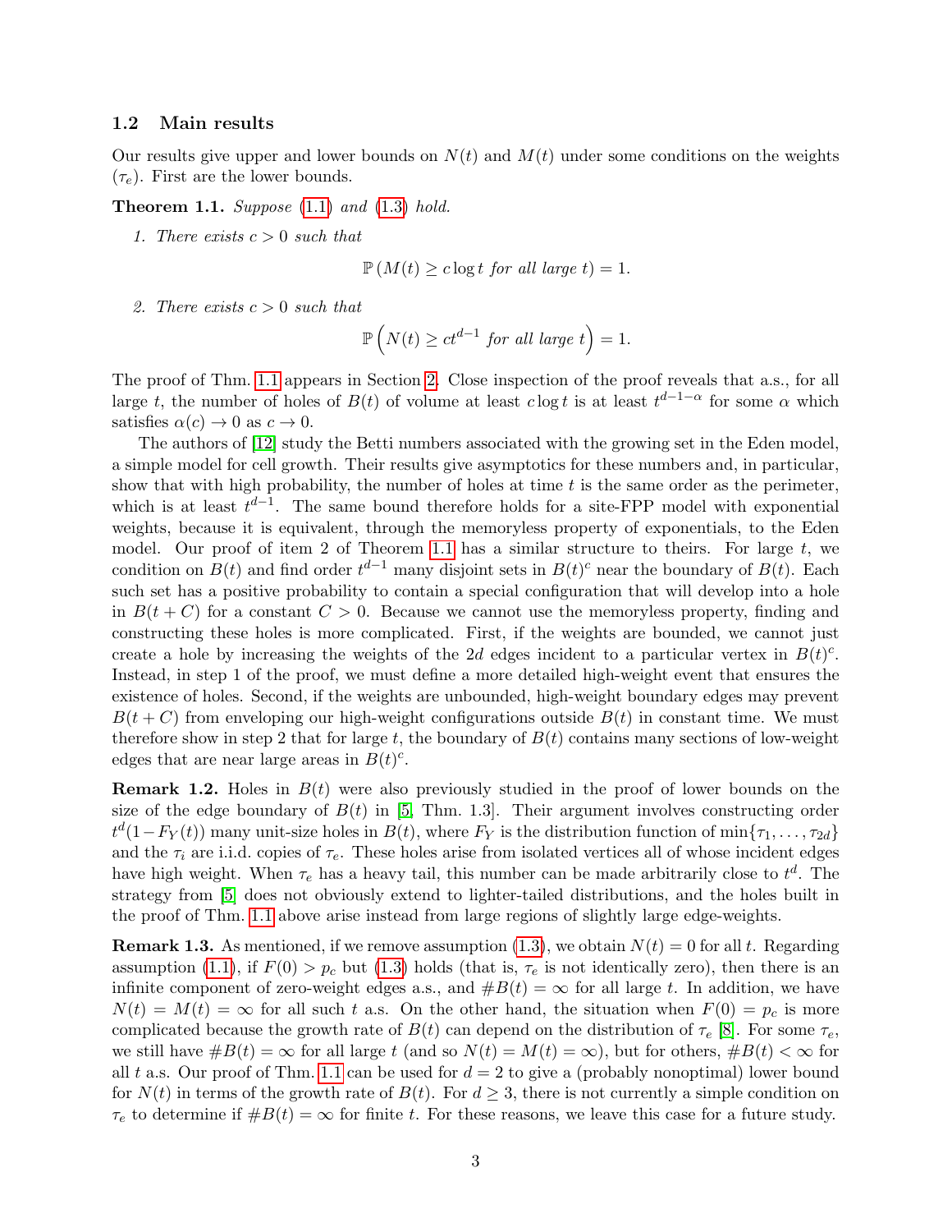### 1.2 Main results

Our results give upper and lower bounds on $N(t)$ and $M(t)$ under some conditions on the weights $(\tau_e)$. First are the lower bounds.

**Theorem 1.1.** *Suppose* (1.1) *and* (1.3) *hold.*

1. *There exists $c > 0$ such that*

$$\mathbb{P}\left(M(t) \geq c \log t \text{ for all large } t\right) = 1.$$

2. *There exists $c > 0$ such that*

$$\mathbb{P}\left(N(t) \geq ct^{d-1} \text{ for all large } t\right) = 1.$$

The proof of Thm. 1.1 appears in Section 2. Close inspection of the proof reveals that a.s., for all large $t$, the number of holes of $B(t)$ of volume at least $c \log t$ is at least $t^{d-1-\alpha}$ for some $\alpha$ which satisfies $\alpha(c) \to 0$ as $c \to 0$.

The authors of [12] study the Betti numbers associated with the growing set in the Eden model, a simple model for cell growth. Their results give asymptotics for these numbers and, in particular, show that with high probability, the number of holes at time $t$ is the same order as the perimeter, which is at least $t^{d-1}$. The same bound therefore holds for a site-FPP model with exponential weights, because it is equivalent, through the memoryless property of exponentials, to the Eden model. Our proof of item 2 of Theorem 1.1 has a similar structure to theirs. For large $t$, we condition on $B(t)$ and find order $t^{d-1}$ many disjoint sets in $B(t)^c$ near the boundary of $B(t)$. Each such set has a positive probability to contain a special configuration that will develop into a hole in $B(t + C)$ for a constant $C > 0$. Because we cannot use the memoryless property, finding and constructing these holes is more complicated. First, if the weights are bounded, we cannot just create a hole by increasing the weights of the $2d$ edges incident to a particular vertex in $B(t)^c$. Instead, in step 1 of the proof, we must define a more detailed high-weight event that ensures the existence of holes. Second, if the weights are unbounded, high-weight boundary edges may prevent $B(t + C)$ from enveloping our high-weight configurations outside $B(t)$ in constant time. We must therefore show in step 2 that for large $t$, the boundary of $B(t)$ contains many sections of low-weight edges that are near large areas in $B(t)^c$.

**Remark 1.2.** Holes in $B(t)$ were also previously studied in the proof of lower bounds on the size of the edge boundary of $B(t)$ in [5, Thm. 1.3]. Their argument involves constructing order $t^d(1-F_Y(t))$ many unit-size holes in $B(t)$, where $F_Y$ is the distribution function of $\min\{\tau_1, \ldots, \tau_{2d}\}$ and the $\tau_i$ are i.i.d. copies of $\tau_e$. These holes arise from isolated vertices all of whose incident edges have high weight. When $\tau_e$ has a heavy tail, this number can be made arbitrarily close to $t^d$. The strategy from [5] does not obviously extend to lighter-tailed distributions, and the holes built in the proof of Thm. 1.1 above arise instead from large regions of slightly large edge-weights.

**Remark 1.3.** As mentioned, if we remove assumption (1.3), we obtain $N(t) = 0$ for all $t$. Regarding assumption (1.1), if $F(0) > p_c$ but (1.3) holds (that is, $\tau_e$ is not identically zero), then there is an infinite component of zero-weight edges a.s., and $\#B(t) = \infty$ for all large $t$. In addition, we have $N(t) = M(t) = \infty$ for all such $t$ a.s. On the other hand, the situation when $F(0) = p_c$ is more complicated because the growth rate of $B(t)$ can depend on the distribution of $\tau_e$ [8]. For some $\tau_e$, we still have $\#B(t) = \infty$ for all large $t$ (and so $N(t) = M(t) = \infty$), but for others, $\#B(t) < \infty$ for all $t$ a.s. Our proof of Thm. 1.1 can be used for $d = 2$ to give a (probably nonoptimal) lower bound for $N(t)$ in terms of the growth rate of $B(t)$. For $d \geq 3$, there is not currently a simple condition on $\tau_e$ to determine if $\#B(t) = \infty$ for finite $t$. For these reasons, we leave this case for a future study.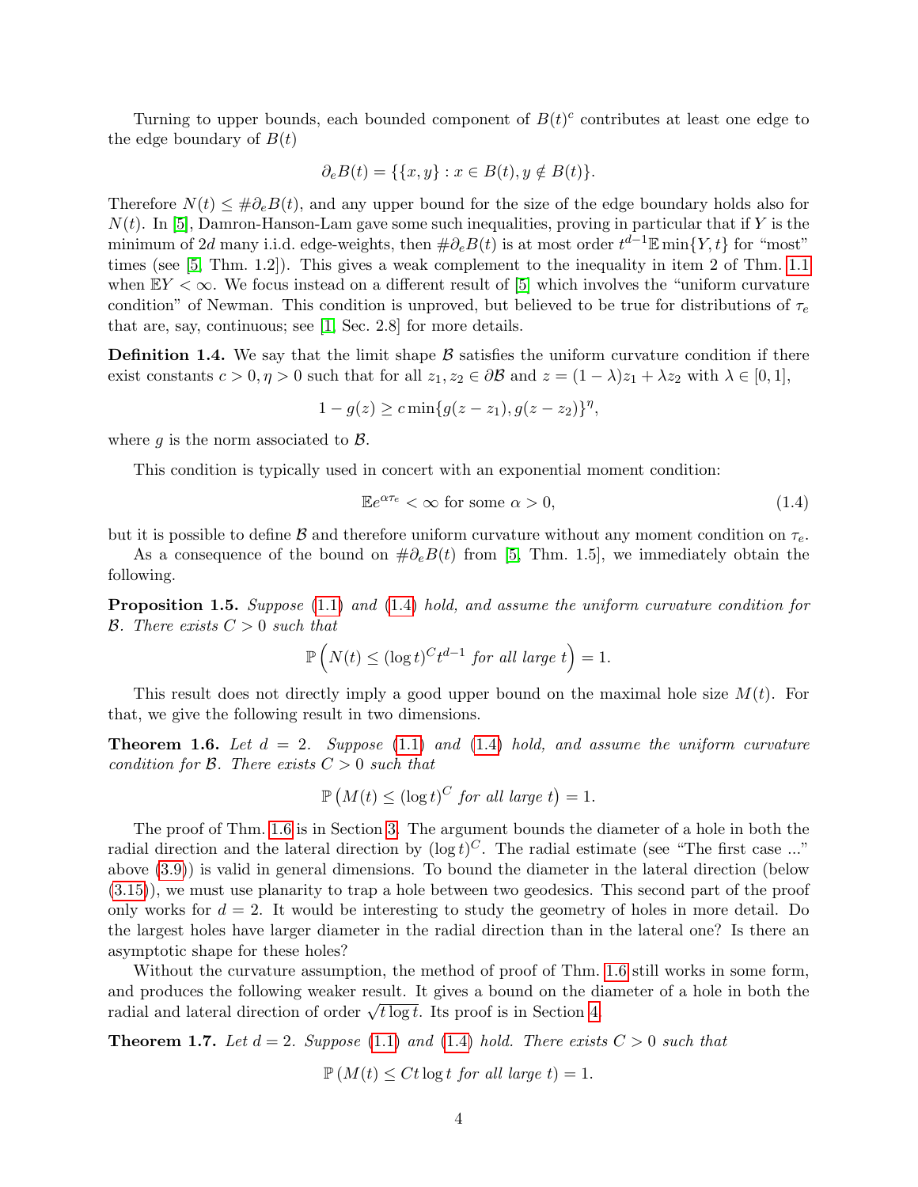Turning to upper bounds, each bounded component of $B(t)^c$ contributes at least one edge to the edge boundary of $B(t)$

$$\partial_e B(t) = \{\{x,y\} : x \in B(t), y \notin B(t)\}.$$

Therefore $N(t) \leq \#\partial_e B(t)$, and any upper bound for the size of the edge boundary holds also for $N(t)$. In [5], Damron-Hanson-Lam gave some such inequalities, proving in particular that if $Y$ is the minimum of $2d$ many i.i.d. edge-weights, then $\#\partial_e B(t)$ is at most order $t^{d-1}\mathbb{E}\min\{Y,t\}$ for "most" times (see [5, Thm. 1.2]). This gives a weak complement to the inequality in item 2 of Thm. 1.1 when $\mathbb{E}Y < \infty$. We focus instead on a different result of [5] which involves the "uniform curvature condition" of Newman. This condition is unproved, but believed to be true for distributions of $\tau_e$ that are, say, continuous; see [1, Sec. 2.8] for more details.

**Definition 1.4.** We say that the limit shape $\mathcal{B}$ satisfies the uniform curvature condition if there exist constants $c > 0, \eta > 0$ such that for all $z_1, z_2 \in \partial\mathcal{B}$ and $z = (1-\lambda)z_1 + \lambda z_2$ with $\lambda \in [0,1]$,

$$1 - g(z) \geq c \min\{g(z - z_1), g(z - z_2)\}^\eta,$$

where $g$ is the norm associated to $\mathcal{B}$.

This condition is typically used in concert with an exponential moment condition:

$$\mathbb{E}e^{\alpha\tau_e} < \infty \text{ for some } \alpha > 0, \tag{1.4}$$

but it is possible to define $\mathcal{B}$ and therefore uniform curvature without any moment condition on $\tau_e$.

As a consequence of the bound on $\#\partial_e B(t)$ from [5, Thm. 1.5], we immediately obtain the following.

**Proposition 1.5.** *Suppose (1.1) and (1.4) hold, and assume the uniform curvature condition for $\mathcal{B}$. There exists $C > 0$ such that*

$$\mathbb{P}\left(N(t) \leq (\log t)^C t^{d-1} \text{ for all large } t\right) = 1.$$

This result does not directly imply a good upper bound on the maximal hole size $M(t)$. For that, we give the following result in two dimensions.

**Theorem 1.6.** *Let $d = 2$. Suppose (1.1) and (1.4) hold, and assume the uniform curvature condition for $\mathcal{B}$. There exists $C > 0$ such that*

$$\mathbb{P}\left(M(t) \leq (\log t)^C \text{ for all large } t\right) = 1.$$

The proof of Thm. 1.6 is in Section 3. The argument bounds the diameter of a hole in both the radial direction and the lateral direction by $(\log t)^C$. The radial estimate (see "The first case ..." above (3.9)) is valid in general dimensions. To bound the diameter in the lateral direction (below (3.15)), we must use planarity to trap a hole between two geodesics. This second part of the proof only works for $d = 2$. It would be interesting to study the geometry of holes in more detail. Do the largest holes have larger diameter in the radial direction than in the lateral one? Is there an asymptotic shape for these holes?

Without the curvature assumption, the method of proof of Thm. 1.6 still works in some form, and produces the following weaker result. It gives a bound on the diameter of a hole in both the radial and lateral direction of order $\sqrt{t\log t}$. Its proof is in Section 4.

**Theorem 1.7.** *Let $d = 2$. Suppose (1.1) and (1.4) hold. There exists $C > 0$ such that*

$$\mathbb{P}\left(M(t) \leq Ct\log t \text{ for all large } t\right) = 1.$$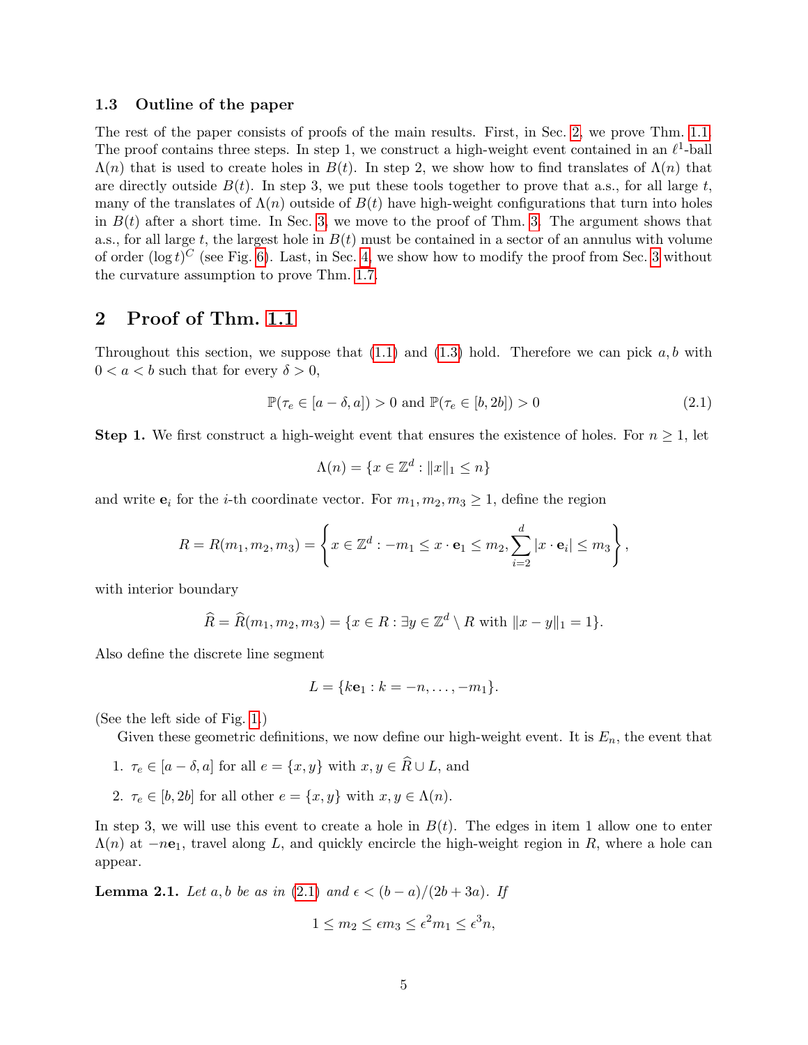### 1.3 Outline of the paper

The rest of the paper consists of proofs of the main results. First, in Sec. 2, we prove Thm. 1.1. The proof contains three steps. In step 1, we construct a high-weight event contained in an $\ell^1$-ball $\Lambda(n)$ that is used to create holes in $B(t)$. In step 2, we show how to find translates of $\Lambda(n)$ that are directly outside $B(t)$. In step 3, we put these tools together to prove that a.s., for all large $t$, many of the translates of $\Lambda(n)$ outside of $B(t)$ have high-weight configurations that turn into holes in $B(t)$ after a short time. In Sec. 3, we move to the proof of Thm. 3. The argument shows that a.s., for all large $t$, the largest hole in $B(t)$ must be contained in a sector of an annulus with volume of order $(\log t)^C$ (see Fig. 6). Last, in Sec. 4, we show how to modify the proof from Sec. 3 without the curvature assumption to prove Thm. 1.7.

## 2 Proof of Thm. 1.1

Throughout this section, we suppose that (1.1) and (1.3) hold. Therefore we can pick $a, b$ with $0 < a < b$ such that for every $\delta > 0$,

$$\mathbb{P}(\tau_e \in [a - \delta, a]) > 0 \text{ and } \mathbb{P}(\tau_e \in [b, 2b]) > 0 \tag{2.1}$$

**Step 1.** We first construct a high-weight event that ensures the existence of holes. For $n \geq 1$, let

$$\Lambda(n) = \{x \in \mathbb{Z}^d : \|x\|_1 \leq n\}$$

and write $\mathbf{e}_i$ for the $i$-th coordinate vector. For $m_1, m_2, m_3 \geq 1$, define the region

$$R = R(m_1, m_2, m_3) = \left\{ x \in \mathbb{Z}^d : -m_1 \leq x \cdot \mathbf{e}_1 \leq m_2, \sum_{i=2}^{d} |x \cdot \mathbf{e}_i| \leq m_3 \right\},$$

with interior boundary

$$\widehat{R} = \widehat{R}(m_1, m_2, m_3) = \{x \in R : \exists y \in \mathbb{Z}^d \setminus R \text{ with } \|x - y\|_1 = 1\}.$$

Also define the discrete line segment

$$L = \{k\mathbf{e}_1 : k = -n, \ldots, -m_1\}.$$

(See the left side of Fig. 1.)

Given these geometric definitions, we now define our high-weight event. It is $E_n$, the event that

1. $\tau_e \in [a - \delta, a]$ for all $e = \{x, y\}$ with $x, y \in \widehat{R} \cup L$, and
2. $\tau_e \in [b, 2b]$ for all other $e = \{x, y\}$ with $x, y \in \Lambda(n)$.

In step 3, we will use this event to create a hole in $B(t)$. The edges in item 1 allow one to enter $\Lambda(n)$ at $-n\mathbf{e}_1$, travel along $L$, and quickly encircle the high-weight region in $R$, where a hole can appear.

**Lemma 2.1.** *Let $a, b$ be as in (2.1) and $\epsilon < (b - a)/(2b + 3a)$. If*

$$1 \leq m_2 \leq \epsilon m_3 \leq \epsilon^2 m_1 \leq \epsilon^3 n,$$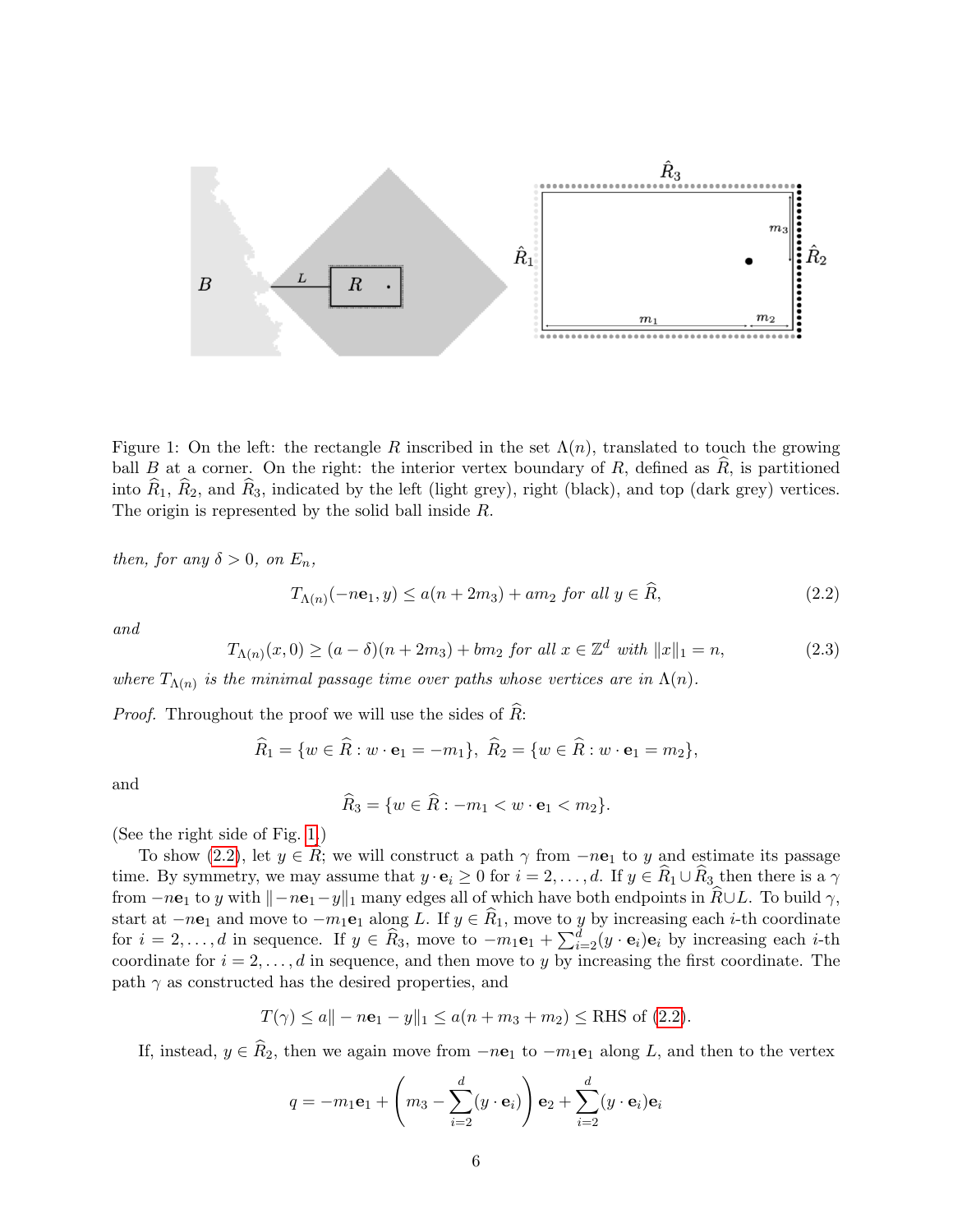Figure 1: On the left: the rectangle $R$ inscribed in the set $\Lambda(n)$, translated to touch the growing ball $B$ at a corner. On the right: the interior vertex boundary of $R$, defined as $\widehat{R}$, is partitioned into $\widehat{R}_1$, $\widehat{R}_2$, and $\widehat{R}_3$, indicated by the left (light grey), right (black), and top (dark grey) vertices. The origin is represented by the solid ball inside $R$.

*then, for any $\delta > 0$, on $E_n$,*

$$T_{\Lambda(n)}(-n\mathbf{e}_1, y) \le a(n + 2m_3) + am_2 \text{ for all } y \in \widehat{R}, \tag{2.2}$$

*and*

$$T_{\Lambda(n)}(x, 0) \ge (a - \delta)(n + 2m_3) + bm_2 \text{ for all } x \in \mathbb{Z}^d \text{ with } \|x\|_1 = n, \tag{2.3}$$

*where $T_{\Lambda(n)}$ is the minimal passage time over paths whose vertices are in $\Lambda(n)$.*

*Proof.* Throughout the proof we will use the sides of $\widehat{R}$:

$$\widehat{R}_1 = \{w \in \widehat{R} : w \cdot \mathbf{e}_1 = -m_1\}, \ \widehat{R}_2 = \{w \in \widehat{R} : w \cdot \mathbf{e}_1 = m_2\},$$

and

$$\widehat{R}_3 = \{w \in \widehat{R} : -m_1 < w \cdot \mathbf{e}_1 < m_2\}.$$

(See the right side of Fig. 1.)

To show (2.2), let $y \in \widehat{R}$; we will construct a path $\gamma$ from $-n\mathbf{e}_1$ to $y$ and estimate its passage time. By symmetry, we may assume that $y \cdot \mathbf{e}_i \ge 0$ for $i = 2, \ldots, d$. If $y \in \widehat{R}_1 \cup \widehat{R}_3$ then there is a $\gamma$ from $-n\mathbf{e}_1$ to $y$ with $\|-n\mathbf{e}_1 - y\|_1$ many edges all of which have both endpoints in $\widehat{R} \cup L$. To build $\gamma$, start at $-n\mathbf{e}_1$ and move to $-m_1\mathbf{e}_1$ along $L$. If $y \in \widehat{R}_1$, move to $y$ by increasing each $i$-th coordinate for $i = 2, \ldots, d$ in sequence. If $y \in \widehat{R}_3$, move to $-m_1\mathbf{e}_1 + \sum_{i=2}^{d}(y \cdot \mathbf{e}_i)\mathbf{e}_i$ by increasing each $i$-th coordinate for $i = 2, \ldots, d$ in sequence, and then move to $y$ by increasing the first coordinate. The path $\gamma$ as constructed has the desired properties, and

$$T(\gamma) \le a\| - n\mathbf{e}_1 - y\|_1 \le a(n + m_3 + m_2) \le \text{RHS of (2.2)}.$$

If, instead, $y \in \widehat{R}_2$, then we again move from $-n\mathbf{e}_1$ to $-m_1\mathbf{e}_1$ along $L$, and then to the vertex

$$q = -m_1\mathbf{e}_1 + \left(m_3 - \sum_{i=2}^{d}(y \cdot \mathbf{e}_i)\right)\mathbf{e}_2 + \sum_{i=2}^{d}(y \cdot \mathbf{e}_i)\mathbf{e}_i$$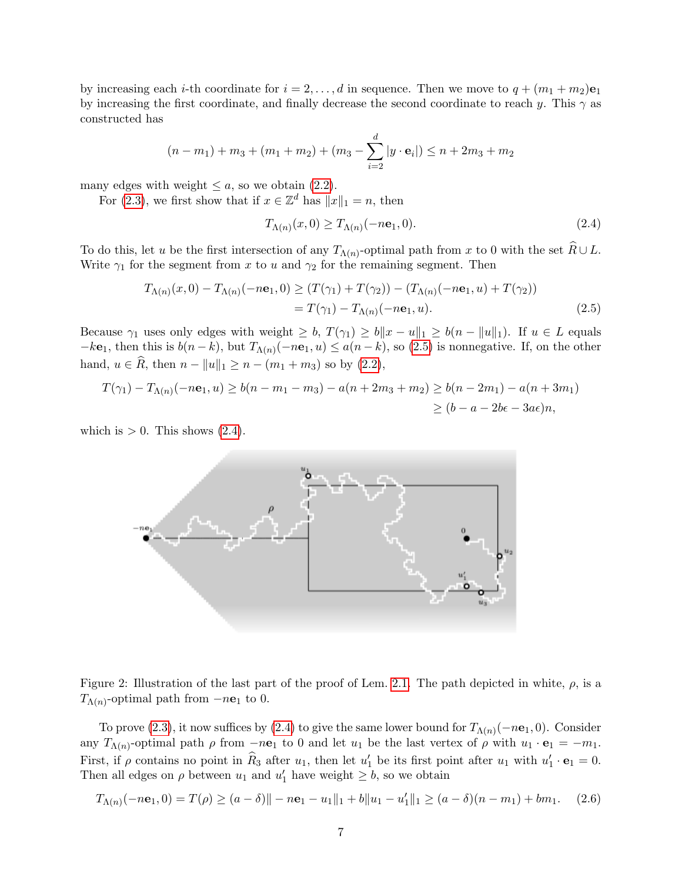by increasing each $i$-th coordinate for $i = 2, \ldots, d$ in sequence. Then we move to $q + (m_1 + m_2)\mathbf{e}_1$ by increasing the first coordinate, and finally decrease the second coordinate to reach $y$. This $\gamma$ as constructed has

$$(n - m_1) + m_3 + (m_1 + m_2) + (m_3 - \sum_{i=2}^{d} |y \cdot \mathbf{e}_i|) \leq n + 2m_3 + m_2$$

many edges with weight $\leq a$, so we obtain (2.2).

For (2.3), we first show that if $x \in \mathbb{Z}^d$ has $\|x\|_1 = n$, then

$$T_{\Lambda(n)}(x, 0) \geq T_{\Lambda(n)}(-n\mathbf{e}_1, 0). \tag{2.4}$$

To do this, let $u$ be the first intersection of any $T_{\Lambda(n)}$-optimal path from $x$ to 0 with the set $\widehat{R} \cup L$. Write $\gamma_1$ for the segment from $x$ to $u$ and $\gamma_2$ for the remaining segment. Then

$$\begin{aligned} T_{\Lambda(n)}(x, 0) - T_{\Lambda(n)}(-n\mathbf{e}_1, 0) &\geq (T(\gamma_1) + T(\gamma_2)) - (T_{\Lambda(n)}(-n\mathbf{e}_1, u) + T(\gamma_2)) \\ &= T(\gamma_1) - T_{\Lambda(n)}(-n\mathbf{e}_1, u). \end{aligned} \tag{2.5}$$

Because $\gamma_1$ uses only edges with weight $\geq b$, $T(\gamma_1) \geq b\|x - u\|_1 \geq b(n - \|u\|_1)$. If $u \in L$ equals $-k\mathbf{e}_1$, then this is $b(n-k)$, but $T_{\Lambda(n)}(-n\mathbf{e}_1, u) \leq a(n-k)$, so (2.5) is nonnegative. If, on the other hand, $u \in \widehat{R}$, then $n - \|u\|_1 \geq n - (m_1 + m_3)$ so by (2.2),

$$\begin{aligned} T(\gamma_1) - T_{\Lambda(n)}(-n\mathbf{e}_1, u) \geq b(n - m_1 - m_3) - a(n + 2m_3 + m_2) &\geq b(n - 2m_1) - a(n + 3m_1) \\ &\geq (b - a - 2b\epsilon - 3a\epsilon)n, \end{aligned}$$

which is $> 0$. This shows (2.4).

Figure 2: Illustration of the last part of the proof of Lem. 2.1. The path depicted in white, $\rho$, is a $T_{\Lambda(n)}$-optimal path from $-n\mathbf{e}_1$ to 0.

To prove (2.3), it now suffices by (2.4) to give the same lower bound for $T_{\Lambda(n)}(-n\mathbf{e}_1, 0)$. Consider any $T_{\Lambda(n)}$-optimal path $\rho$ from $-n\mathbf{e}_1$ to 0 and let $u_1$ be the last vertex of $\rho$ with $u_1 \cdot \mathbf{e}_1 = -m_1$. First, if $\rho$ contains no point in $\widehat{R}_3$ after $u_1$, then let $u_1'$ be its first point after $u_1$ with $u_1' \cdot \mathbf{e}_1 = 0$. Then all edges on $\rho$ between $u_1$ and $u_1'$ have weight $\geq b$, so we obtain

$$T_{\Lambda(n)}(-n\mathbf{e}_1, 0) = T(\rho) \geq (a - \delta)\| - n\mathbf{e}_1 - u_1\|_1 + b\|u_1 - u_1'\|_1 \geq (a - \delta)(n - m_1) + bm_1. \tag{2.6}$$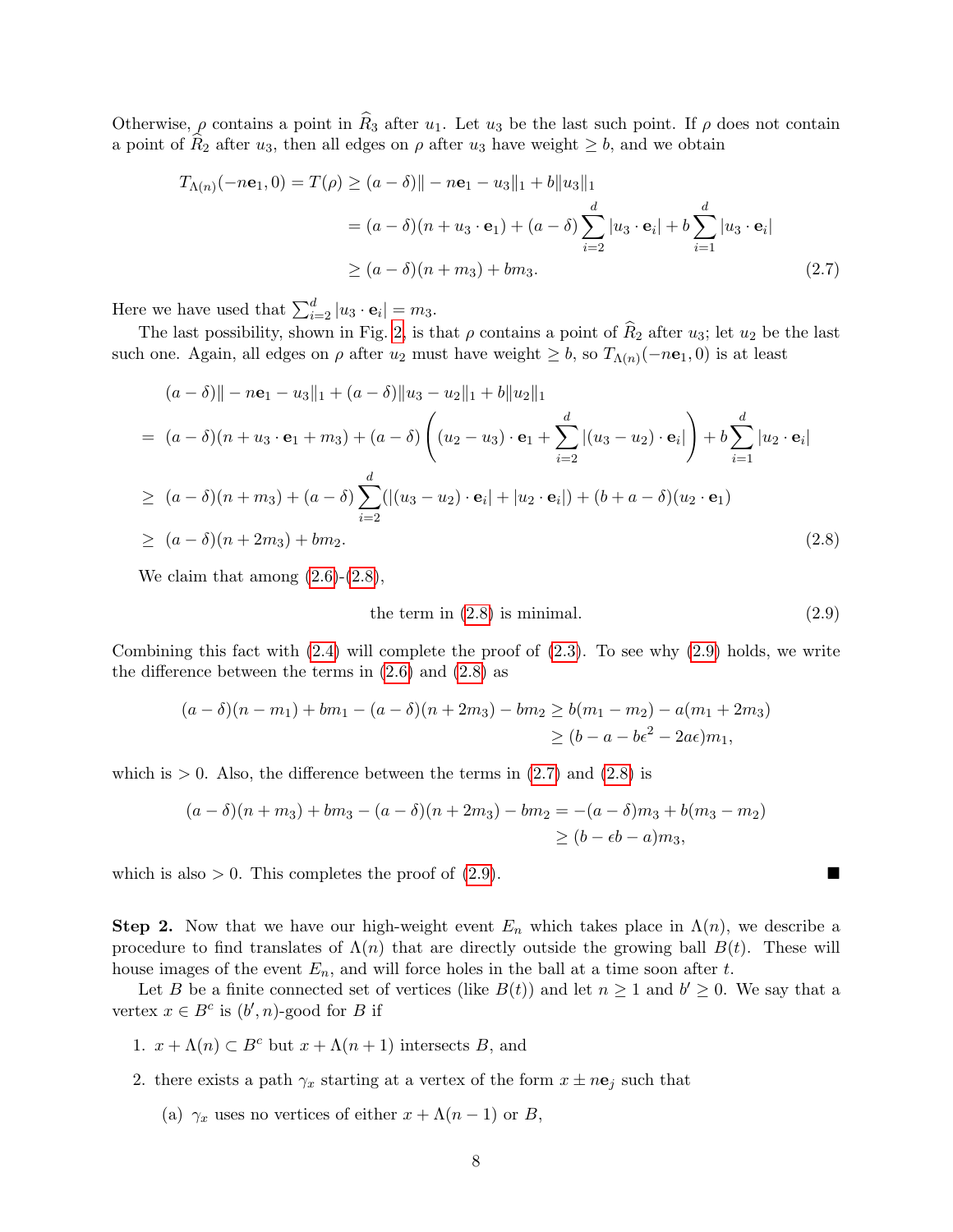Otherwise, $\rho$ contains a point in $\widehat{R}_3$ after $u_1$. Let $u_3$ be the last such point. If $\rho$ does not contain a point of $\widehat{R}_2$ after $u_3$, then all edges on $\rho$ after $u_3$ have weight $\geq b$, and we obtain

$$
\begin{aligned}
T_{\Lambda(n)}(-n\mathbf{e}_1, 0) = T(\rho) &\geq (a-\delta)\| - n\mathbf{e}_1 - u_3\|_1 + b\|u_3\|_1 \\
&= (a-\delta)(n + u_3 \cdot \mathbf{e}_1) + (a-\delta)\sum_{i=2}^d |u_3 \cdot \mathbf{e}_i| + b\sum_{i=1}^d |u_3 \cdot \mathbf{e}_i| \\
&\geq (a-\delta)(n + m_3) + bm_3. \qquad (2.7)
\end{aligned}
$$

Here we have used that $\sum_{i=2}^d |u_3 \cdot \mathbf{e}_i| = m_3$.

The last possibility, shown in Fig. 2, is that $\rho$ contains a point of $\widehat{R}_2$ after $u_3$; let $u_2$ be the last such one. Again, all edges on $\rho$ after $u_2$ must have weight $\geq b$, so $T_{\Lambda(n)}(-n\mathbf{e}_1, 0)$ is at least

$$
\begin{aligned}
& (a-\delta)\| - n\mathbf{e}_1 - u_3\|_1 + (a-\delta)\|u_3 - u_2\|_1 + b\|u_2\|_1 \\
= \; & (a-\delta)(n + u_3 \cdot \mathbf{e}_1 + m_3) + (a-\delta)\left((u_2 - u_3)\cdot \mathbf{e}_1 + \sum_{i=2}^d |(u_3 - u_2)\cdot \mathbf{e}_i|\right) + b\sum_{i=1}^d |u_2 \cdot \mathbf{e}_i| \\
\geq \; & (a-\delta)(n + m_3) + (a-\delta)\sum_{i=2}^d (|(u_3 - u_2)\cdot \mathbf{e}_i| + |u_2 \cdot \mathbf{e}_i|) + (b + a - \delta)(u_2 \cdot \mathbf{e}_1) \\
\geq \; & (a-\delta)(n + 2m_3) + bm_2. \qquad (2.8)
\end{aligned}
$$

We claim that among (2.6)-(2.8),

$$
\text{the term in (2.8) is minimal.} \qquad (2.9)
$$

Combining this fact with (2.4) will complete the proof of (2.3). To see why (2.9) holds, we write the difference between the terms in (2.6) and (2.8) as

$$
\begin{aligned}
(a-\delta)(n - m_1) + bm_1 - (a-\delta)(n + 2m_3) - bm_2 &\geq b(m_1 - m_2) - a(m_1 + 2m_3) \\
&\geq (b - a - b\epsilon^2 - 2a\epsilon)m_1,
\end{aligned}
$$

which is $> 0$. Also, the difference between the terms in (2.7) and (2.8) is

$$
\begin{aligned}
(a-\delta)(n + m_3) + bm_3 - (a-\delta)(n + 2m_3) - bm_2 &= -(a-\delta)m_3 + b(m_3 - m_2) \\
&\geq (b - \epsilon b - a)m_3,
\end{aligned}
$$

which is also $> 0$. This completes the proof of (2.9). ■

**Step 2.** Now that we have our high-weight event $E_n$ which takes place in $\Lambda(n)$, we describe a procedure to find translates of $\Lambda(n)$ that are directly outside the growing ball $B(t)$. These will house images of the event $E_n$, and will force holes in the ball at a time soon after $t$.

Let $B$ be a finite connected set of vertices (like $B(t)$) and let $n \geq 1$ and $b' \geq 0$. We say that a vertex $x \in B^c$ is $(b', n)$-good for $B$ if

1. $x + \Lambda(n) \subset B^c$ but $x + \Lambda(n+1)$ intersects $B$, and
2. there exists a path $\gamma_x$ starting at a vertex of the form $x \pm n\mathbf{e}_j$ such that
   (a) $\gamma_x$ uses no vertices of either $x + \Lambda(n-1)$ or $B$,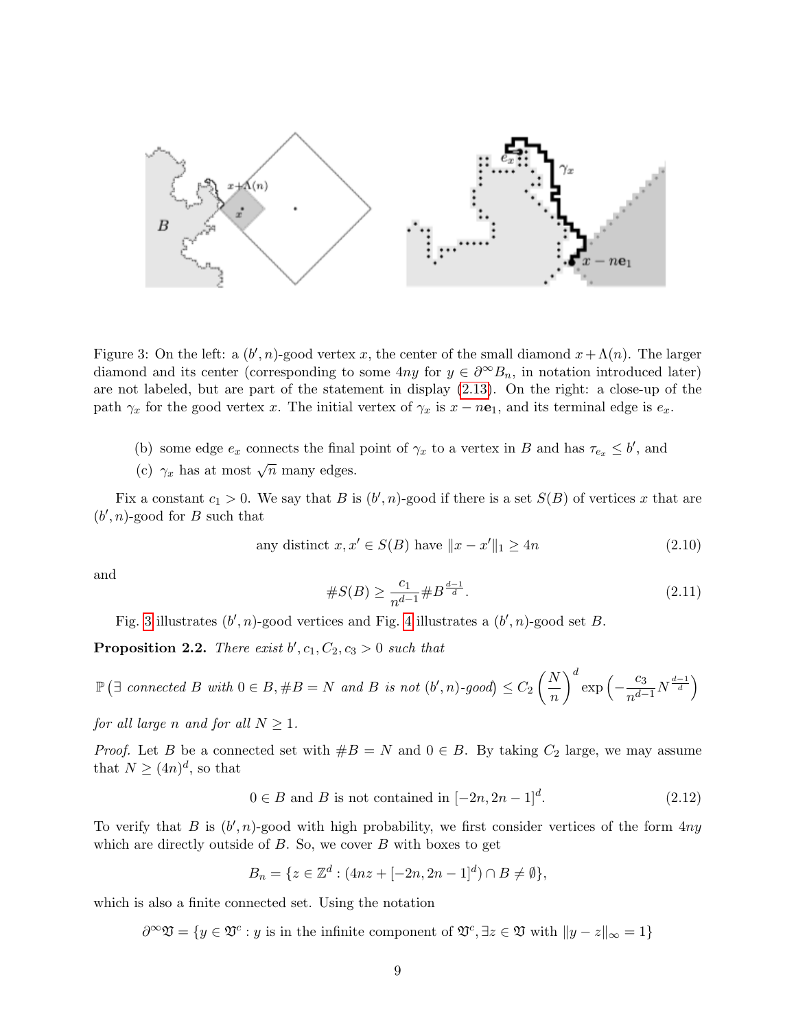Figure 3: On the left: a $(b', n)$-good vertex $x$, the center of the small diamond $x + \Lambda(n)$. The larger diamond and its center (corresponding to some $4ny$ for $y \in \partial^\infty B_n$, in notation introduced later) are not labeled, but are part of the statement in display (2.13). On the right: a close-up of the path $\gamma_x$ for the good vertex $x$. The initial vertex of $\gamma_x$ is $x - n\mathbf{e}_1$, and its terminal edge is $e_x$.

(b) some edge $e_x$ connects the final point of $\gamma_x$ to a vertex in $B$ and has $\tau_{e_x} \leq b'$, and

(c) $\gamma_x$ has at most $\sqrt{n}$ many edges.

Fix a constant $c_1 > 0$. We say that $B$ is $(b', n)$-good if there is a set $S(B)$ of vertices $x$ that are $(b', n)$-good for $B$ such that

$$\text{any distinct } x, x' \in S(B) \text{ have } \|x - x'\|_1 \geq 4n \tag{2.10}$$

and

$$\#S(B) \geq \frac{c_1}{n^{d-1}} \#B^{\frac{d-1}{d}}. \tag{2.11}$$

Fig. 3 illustrates $(b', n)$-good vertices and Fig. 4 illustrates a $(b', n)$-good set $B$.

**Proposition 2.2.** *There exist $b', c_1, C_2, c_3 > 0$ such that*

$$\mathbb{P}\left(\exists \text{ connected } B \text{ with } 0 \in B, \#B = N \text{ and } B \text{ is not } (b', n)\text{-good}\right) \leq C_2 \left(\frac{N}{n}\right)^d \exp\left(-\frac{c_3}{n^{d-1}} N^{\frac{d-1}{d}}\right)$$

*for all large $n$ and for all $N \geq 1$.*

*Proof.* Let $B$ be a connected set with $\#B = N$ and $0 \in B$. By taking $C_2$ large, we may assume that $N \geq (4n)^d$, so that

$$0 \in B \text{ and } B \text{ is not contained in } [-2n, 2n-1]^d. \tag{2.12}$$

To verify that $B$ is $(b', n)$-good with high probability, we first consider vertices of the form $4ny$ which are directly outside of $B$. So, we cover $B$ with boxes to get

$$B_n = \{z \in \mathbb{Z}^d : (4nz + [-2n, 2n-1]^d) \cap B \neq \emptyset\},$$

which is also a finite connected set. Using the notation

$$\partial^\infty \mathfrak{V} = \{y \in \mathfrak{V}^c : y \text{ is in the infinite component of } \mathfrak{V}^c, \exists z \in \mathfrak{V} \text{ with } \|y - z\|_\infty = 1\}$$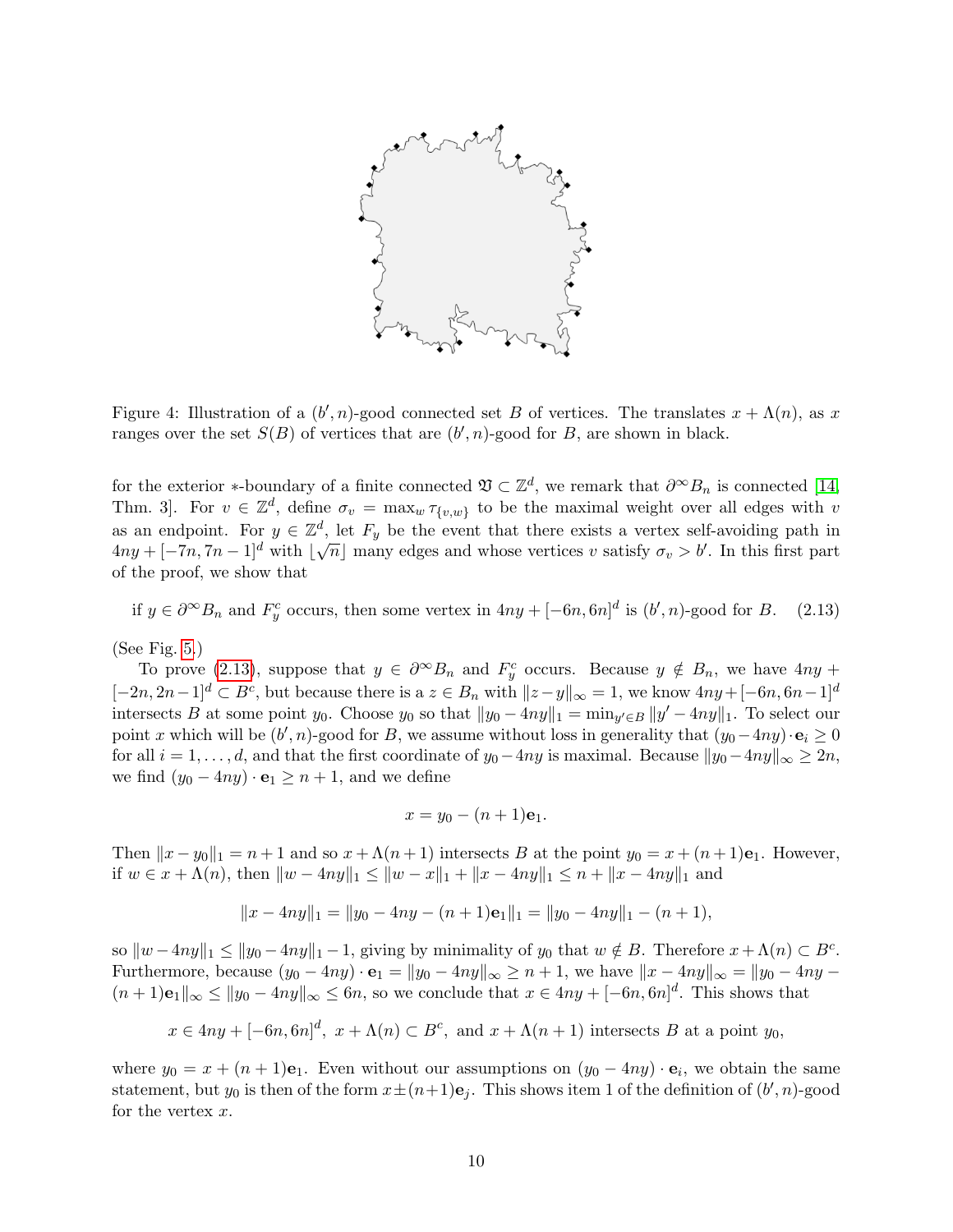Figure 4: Illustration of a $(b', n)$-good connected set $B$ of vertices. The translates $x + \Lambda(n)$, as $x$ ranges over the set $S(B)$ of vertices that are $(b', n)$-good for $B$, are shown in black.

for the exterior $*$-boundary of a finite connected $\mathfrak{V} \subset \mathbb{Z}^d$, we remark that $\partial^\infty B_n$ is connected [14, Thm. 3]. For $v \in \mathbb{Z}^d$, define $\sigma_v = \max_w \tau_{\{v,w\}}$ to be the maximal weight over all edges with $v$ as an endpoint. For $y \in \mathbb{Z}^d$, let $F_y$ be the event that there exists a vertex self-avoiding path in $4ny + [-7n, 7n-1]^d$ with $\lfloor \sqrt{n} \rfloor$ many edges and whose vertices $v$ satisfy $\sigma_v > b'$. In this first part of the proof, we show that

$$\text{if } y \in \partial^\infty B_n \text{ and } F_y^c \text{ occurs, then some vertex in } 4ny + [-6n, 6n]^d \text{ is } (b', n)\text{-good for } B. \quad (2.13)$$

(See Fig. 5.)

To prove (2.13), suppose that $y \in \partial^\infty B_n$ and $F_y^c$ occurs. Because $y \notin B_n$, we have $4ny + [-2n, 2n-1]^d \subset B^c$, but because there is a $z \in B_n$ with $\|z - y\|_\infty = 1$, we know $4ny + [-6n, 6n-1]^d$ intersects $B$ at some point $y_0$. Choose $y_0$ so that $\|y_0 - 4ny\|_1 = \min_{y' \in B} \|y' - 4ny\|_1$. To select our point $x$ which will be $(b', n)$-good for $B$, we assume without loss in generality that $(y_0 - 4ny) \cdot \mathbf{e}_i \geq 0$ for all $i = 1, \ldots, d$, and that the first coordinate of $y_0 - 4ny$ is maximal. Because $\|y_0 - 4ny\|_\infty \geq 2n$, we find $(y_0 - 4ny) \cdot \mathbf{e}_1 \geq n + 1$, and we define

$$x = y_0 - (n+1)\mathbf{e}_1.$$

Then $\|x - y_0\|_1 = n + 1$ and so $x + \Lambda(n+1)$ intersects $B$ at the point $y_0 = x + (n+1)\mathbf{e}_1$. However, if $w \in x + \Lambda(n)$, then $\|w - 4ny\|_1 \leq \|w - x\|_1 + \|x - 4ny\|_1 \leq n + \|x - 4ny\|_1$ and

$$\|x - 4ny\|_1 = \|y_0 - 4ny - (n+1)\mathbf{e}_1\|_1 = \|y_0 - 4ny\|_1 - (n+1),$$

so $\|w - 4ny\|_1 \leq \|y_0 - 4ny\|_1 - 1$, giving by minimality of $y_0$ that $w \notin B$. Therefore $x + \Lambda(n) \subset B^c$. Furthermore, because $(y_0 - 4ny) \cdot \mathbf{e}_1 = \|y_0 - 4ny\|_\infty \geq n + 1$, we have $\|x - 4ny\|_\infty = \|y_0 - 4ny - (n+1)\mathbf{e}_1\|_\infty \leq \|y_0 - 4ny\|_\infty \leq 6n$, so we conclude that $x \in 4ny + [-6n, 6n]^d$. This shows that

$$x \in 4ny + [-6n, 6n]^d, \; x + \Lambda(n) \subset B^c, \text{ and } x + \Lambda(n+1) \text{ intersects } B \text{ at a point } y_0,$$

where $y_0 = x + (n+1)\mathbf{e}_1$. Even without our assumptions on $(y_0 - 4ny) \cdot \mathbf{e}_i$, we obtain the same statement, but $y_0$ is then of the form $x \pm (n+1)\mathbf{e}_j$. This shows item 1 of the definition of $(b', n)$-good for the vertex $x$.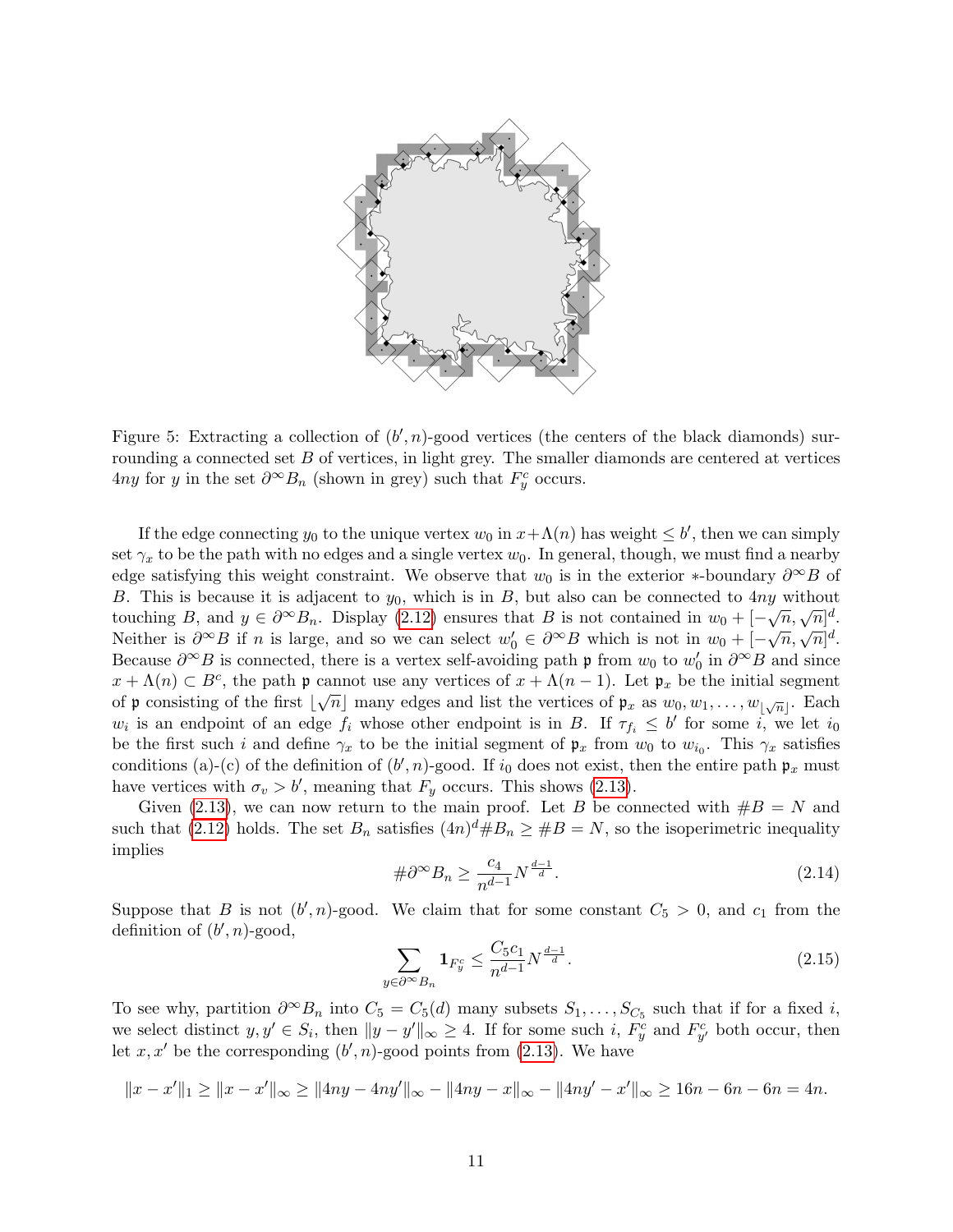Figure 5: Extracting a collection of $(b', n)$-good vertices (the centers of the black diamonds) surrounding a connected set $B$ of vertices, in light grey. The smaller diamonds are centered at vertices $4ny$ for $y$ in the set $\partial^\infty B_n$ (shown in grey) such that $F_y^c$ occurs.

If the edge connecting $y_0$ to the unique vertex $w_0$ in $x+\Lambda(n)$ has weight $\leq b'$, then we can simply set $\gamma_x$ to be the path with no edges and a single vertex $w_0$. In general, though, we must find a nearby edge satisfying this weight constraint. We observe that $w_0$ is in the exterior $*$-boundary $\partial^\infty B$ of $B$. This is because it is adjacent to $y_0$, which is in $B$, but also can be connected to $4ny$ without touching $B$, and $y \in \partial^\infty B_n$. Display (2.12) ensures that $B$ is not contained in $w_0 + [-\sqrt{n}, \sqrt{n}]^d$. Neither is $\partial^\infty B$ if $n$ is large, and so we can select $w_0' \in \partial^\infty B$ which is not in $w_0 + [-\sqrt{n}, \sqrt{n}]^d$. Because $\partial^\infty B$ is connected, there is a vertex self-avoiding path $\mathfrak{p}$ from $w_0$ to $w_0'$ in $\partial^\infty B$ and since $x + \Lambda(n) \subset B^c$, the path $\mathfrak{p}$ cannot use any vertices of $x + \Lambda(n-1)$. Let $\mathfrak{p}_x$ be the initial segment of $\mathfrak{p}$ consisting of the first $\lfloor \sqrt{n} \rfloor$ many edges and list the vertices of $\mathfrak{p}_x$ as $w_0, w_1, \ldots, w_{\lfloor \sqrt{n} \rfloor}$. Each $w_i$ is an endpoint of an edge $f_i$ whose other endpoint is in $B$. If $\tau_{f_i} \leq b'$ for some $i$, we let $i_0$ be the first such $i$ and define $\gamma_x$ to be the initial segment of $\mathfrak{p}_x$ from $w_0$ to $w_{i_0}$. This $\gamma_x$ satisfies conditions (a)-(c) of the definition of $(b', n)$-good. If $i_0$ does not exist, then the entire path $\mathfrak{p}_x$ must have vertices with $\sigma_v > b'$, meaning that $F_y$ occurs. This shows (2.13).

Given (2.13), we can now return to the main proof. Let $B$ be connected with $\#B = N$ and such that (2.12) holds. The set $B_n$ satisfies $(4n)^d \# B_n \geq \#B = N$, so the isoperimetric inequality implies

$$\#\partial^\infty B_n \geq \frac{c_4}{n^{d-1}} N^{\frac{d-1}{d}}. \tag{2.14}$$

Suppose that $B$ is not $(b', n)$-good. We claim that for some constant $C_5 > 0$, and $c_1$ from the definition of $(b', n)$-good,

$$\sum_{y \in \partial^\infty B_n} \mathbf{1}_{F_y^c} \leq \frac{C_5 c_1}{n^{d-1}} N^{\frac{d-1}{d}}. \tag{2.15}$$

To see why, partition $\partial^\infty B_n$ into $C_5 = C_5(d)$ many subsets $S_1, \ldots, S_{C_5}$ such that if for a fixed $i$, we select distinct $y, y' \in S_i$, then $\|y - y'\|_\infty \geq 4$. If for some such $i$, $F_y^c$ and $F_{y'}^c$ both occur, then let $x, x'$ be the corresponding $(b', n)$-good points from (2.13). We have

$$\|x - x'\|_1 \geq \|x - x'\|_\infty \geq \|4ny - 4ny'\|_\infty - \|4ny - x\|_\infty - \|4ny' - x'\|_\infty \geq 16n - 6n - 6n = 4n.$$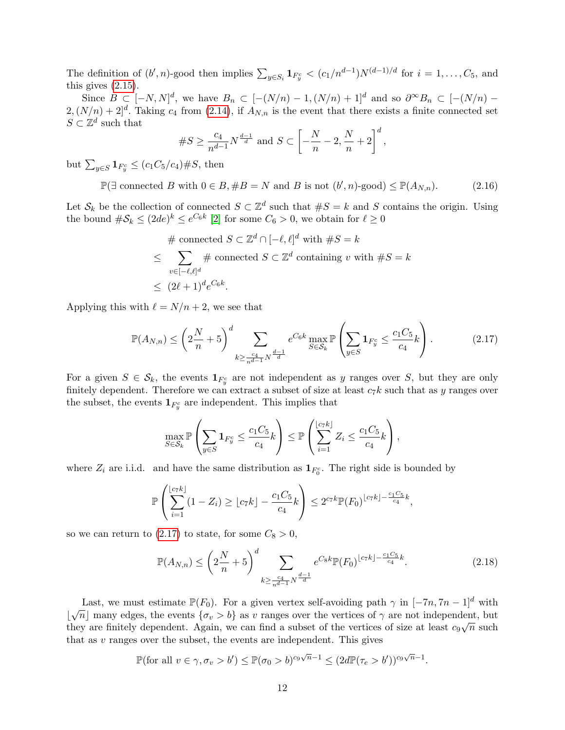The definition of $(b', n)$-good then implies $\sum_{y \in S_i} \mathbf{1}_{F_y^c} < (c_1/n^{d-1}) N^{(d-1)/d}$ for $i = 1, \ldots, C_5$, and this gives (2.15).

Since $B \subset [-N, N]^d$, we have $B_n \subset [-(N/n) - 1, (N/n) + 1]^d$ and so $\partial^\infty B_n \subset [-(N/n) - 2, (N/n) + 2]^d$. Taking $c_4$ from (2.14), if $A_{N,n}$ is the event that there exists a finite connected set $S \subset \mathbb{Z}^d$ such that

$$\#S \geq \frac{c_4}{n^{d-1}} N^{\frac{d-1}{d}} \text{ and } S \subset \left[-\frac{N}{n} - 2, \frac{N}{n} + 2\right]^d,$$

but $\sum_{y \in S} \mathbf{1}_{F_y^c} \leq (c_1 C_5 / c_4) \#S$, then

$$\mathbb{P}(\exists \text{ connected } B \text{ with } 0 \in B, \#B = N \text{ and } B \text{ is not } (b', n)\text{-good}) \leq \mathbb{P}(A_{N,n}). \tag{2.16}$$

Let $\mathcal{S}_k$ be the collection of connected $S \subset \mathbb{Z}^d$ such that $\#S = k$ and $S$ contains the origin. Using the bound $\#\mathcal{S}_k \leq (2de)^k \leq e^{C_6 k}$ [2] for some $C_6 > 0$, we obtain for $\ell \geq 0$

$$\begin{aligned}
& \# \text{ connected } S \subset \mathbb{Z}^d \cap [-\ell, \ell]^d \text{ with } \#S = k \\
\leq & \sum_{v \in [-\ell, \ell]^d} \# \text{ connected } S \subset \mathbb{Z}^d \text{ containing } v \text{ with } \#S = k \\
\leq & \ (2\ell + 1)^d e^{C_6 k}.
\end{aligned}$$

Applying this with $\ell = N/n + 2$, we see that

$$\mathbb{P}(A_{N,n}) \leq \left(2\frac{N}{n} + 5\right)^d \sum_{k \geq \frac{c_4}{n^{d-1}} N^{\frac{d-1}{d}}} e^{C_6 k} \max_{S \in \mathcal{S}_k} \mathbb{P}\left(\sum_{y \in S} \mathbf{1}_{F_y^c} \leq \frac{c_1 C_5}{c_4} k\right). \tag{2.17}$$

For a given $S \in \mathcal{S}_k$, the events $\mathbf{1}_{F_y^c}$ are not independent as $y$ ranges over $S$, but they are only finitely dependent. Therefore we can extract a subset of size at least $c_7 k$ such that as $y$ ranges over the subset, the events $\mathbf{1}_{F_y^c}$ are independent. This implies that

$$\max_{S \in \mathcal{S}_k} \mathbb{P}\left(\sum_{y \in S} \mathbf{1}_{F_y^c} \leq \frac{c_1 C_5}{c_4} k\right) \leq \mathbb{P}\left(\sum_{i=1}^{\lfloor c_7 k \rfloor} Z_i \leq \frac{c_1 C_5}{c_4} k\right),$$

where $Z_i$ are i.i.d. and have the same distribution as $\mathbf{1}_{F_0^c}$. The right side is bounded by

$$\mathbb{P}\left(\sum_{i=1}^{\lfloor c_7 k \rfloor} (1 - Z_i) \geq \lfloor c_7 k \rfloor - \frac{c_1 C_5}{c_4} k\right) \leq 2^{c_7 k} \mathbb{P}(F_0)^{\lfloor c_7 k \rfloor - \frac{c_1 C_5}{c_4} k},$$

so we can return to (2.17) to state, for some $C_8 > 0$,

$$\mathbb{P}(A_{N,n}) \leq \left(2\frac{N}{n} + 5\right)^d \sum_{k \geq \frac{c_4}{n^{d-1}} N^{\frac{d-1}{d}}} e^{C_8 k} \mathbb{P}(F_0)^{\lfloor c_7 k \rfloor - \frac{c_1 C_5}{c_4} k}. \tag{2.18}$$

Last, we must estimate $\mathbb{P}(F_0)$. For a given vertex self-avoiding path $\gamma$ in $[-7n, 7n-1]^d$ with $\lfloor \sqrt{n} \rfloor$ many edges, the events $\{\sigma_v > b\}$ as $v$ ranges over the vertices of $\gamma$ are not independent, but they are finitely dependent. Again, we can find a subset of the vertices of size at least $c_9 \sqrt{n}$ such that as $v$ ranges over the subset, the events are independent. This gives

$$\mathbb{P}(\text{for all } v \in \gamma, \sigma_v > b') \leq \mathbb{P}(\sigma_0 > b)^{c_9 \sqrt{n} - 1} \leq (2d \mathbb{P}(\tau_e > b'))^{c_9 \sqrt{n} - 1}.$$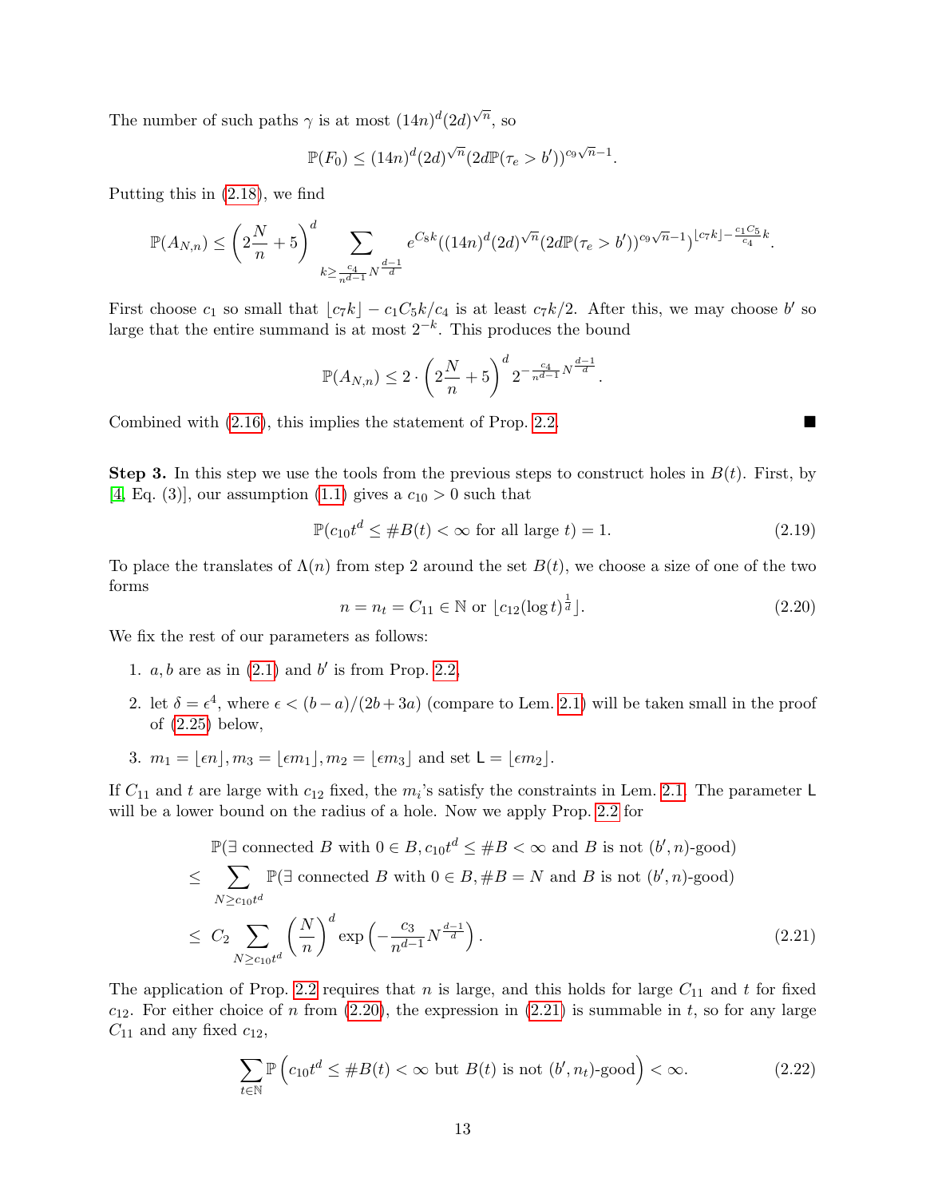The number of such paths $\gamma$ is at most $(14n)^d(2d)^{\sqrt{n}}$, so

$$\mathbb{P}(F_0) \leq (14n)^d(2d)^{\sqrt{n}}(2d\mathbb{P}(\tau_e > b'))^{c_9\sqrt{n}-1}.$$

Putting this in (2.18), we find

$$\mathbb{P}(A_{N,n}) \leq \left(2\frac{N}{n}+5\right)^d \sum_{k \geq \frac{c_4}{n^{d-1}}N^{\frac{d-1}{d}}} e^{C_8 k}((14n)^d(2d)^{\sqrt{n}}(2d\mathbb{P}(\tau_e > b'))^{c_9\sqrt{n}-1})^{\lfloor c_7 k\rfloor - \frac{c_1 C_5}{c_4}k}.$$

First choose $c_1$ so small that $\lfloor c_7 k\rfloor - c_1 C_5 k/c_4$ is at least $c_7 k/2$. After this, we may choose $b'$ so large that the entire summand is at most $2^{-k}$. This produces the bound

$$\mathbb{P}(A_{N,n}) \leq 2 \cdot \left(2\frac{N}{n}+5\right)^d 2^{-\frac{c_4}{n^{d-1}}N^{\frac{d-1}{d}}}.$$

Combined with (2.16), this implies the statement of Prop. 2.2. ∎

**Step 3.** In this step we use the tools from the previous steps to construct holes in $B(t)$. First, by [4, Eq. (3)], our assumption (1.1) gives a $c_{10} > 0$ such that

$$\mathbb{P}(c_{10}t^d \leq \#B(t) < \infty \text{ for all large } t) = 1. \tag{2.19}$$

To place the translates of $\Lambda(n)$ from step 2 around the set $B(t)$, we choose a size of one of the two forms

$$n = n_t = C_{11} \in \mathbb{N} \text{ or } \lfloor c_{12}(\log t)^{\frac{1}{d}}\rfloor. \tag{2.20}$$

We fix the rest of our parameters as follows:

1. $a, b$ are as in (2.1) and $b'$ is from Prop. 2.2,
2. let $\delta = \epsilon^4$, where $\epsilon < (b-a)/(2b+3a)$ (compare to Lem. 2.1) will be taken small in the proof of (2.25) below,
3. $m_1 = \lfloor \epsilon n\rfloor, m_3 = \lfloor \epsilon m_1\rfloor, m_2 = \lfloor \epsilon m_3\rfloor$ and set $\mathsf{L} = \lfloor \epsilon m_2\rfloor$.

If $C_{11}$ and $t$ are large with $c_{12}$ fixed, the $m_i$'s satisfy the constraints in Lem. 2.1. The parameter $\mathsf{L}$ will be a lower bound on the radius of a hole. Now we apply Prop. 2.2 for

$$\begin{aligned}
&\mathbb{P}(\exists \text{ connected } B \text{ with } 0 \in B, c_{10}t^d \leq \#B < \infty \text{ and } B \text{ is not } (b',n)\text{-good}) \\
\leq\ & \sum_{N \geq c_{10}t^d} \mathbb{P}(\exists \text{ connected } B \text{ with } 0 \in B, \#B = N \text{ and } B \text{ is not } (b',n)\text{-good}) \\
\leq\ & C_2 \sum_{N \geq c_{10}t^d} \left(\frac{N}{n}\right)^d \exp\left(-\frac{c_3}{n^{d-1}}N^{\frac{d-1}{d}}\right).
\end{aligned} \tag{2.21}$$

The application of Prop. 2.2 requires that $n$ is large, and this holds for large $C_{11}$ and $t$ for fixed $c_{12}$. For either choice of $n$ from (2.20), the expression in (2.21) is summable in $t$, so for any large $C_{11}$ and any fixed $c_{12}$,

$$\sum_{t \in \mathbb{N}} \mathbb{P}\left(c_{10}t^d \leq \#B(t) < \infty \text{ but } B(t) \text{ is not } (b',n_t)\text{-good}\right) < \infty. \tag{2.22}$$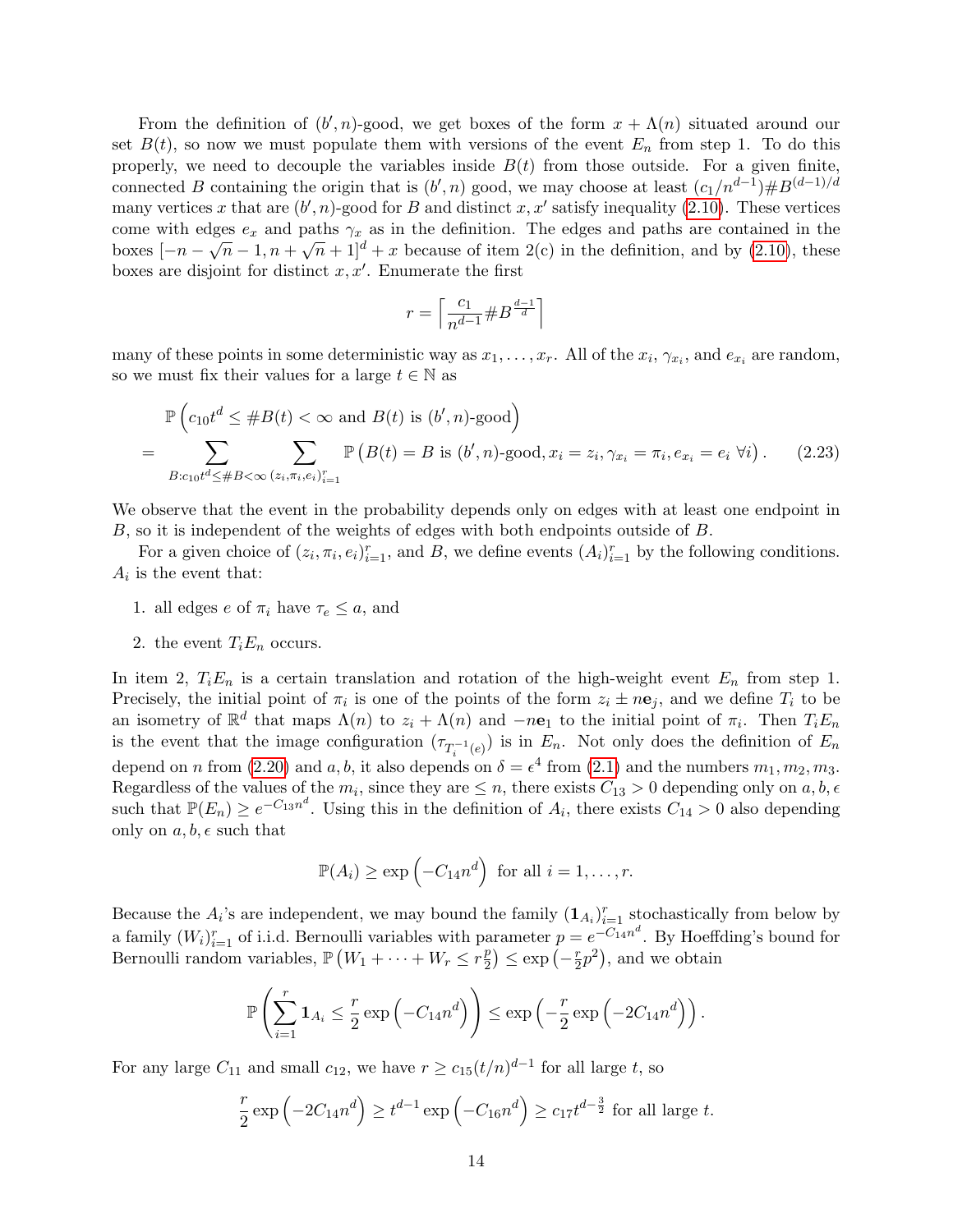From the definition of $(b', n)$-good, we get boxes of the form $x + \Lambda(n)$ situated around our set $B(t)$, so now we must populate them with versions of the event $E_n$ from step 1. To do this properly, we need to decouple the variables inside $B(t)$ from those outside. For a given finite, connected $B$ containing the origin that is $(b', n)$ good, we may choose at least $(c_1/n^{d-1})\#B^{(d-1)/d}$ many vertices $x$ that are $(b', n)$-good for $B$ and distinct $x, x'$ satisfy inequality (2.10). These vertices come with edges $e_x$ and paths $\gamma_x$ as in the definition. The edges and paths are contained in the boxes $[-n - \sqrt{n} - 1, n + \sqrt{n} + 1]^d + x$ because of item 2(c) in the definition, and by (2.10), these boxes are disjoint for distinct $x, x'$. Enumerate the first

$$r = \left\lceil \frac{c_1}{n^{d-1}} \#B^{\frac{d-1}{d}} \right\rceil$$

many of these points in some deterministic way as $x_1, \ldots, x_r$. All of the $x_i$, $\gamma_{x_i}$, and $e_{x_i}$ are random, so we must fix their values for a large $t \in \mathbb{N}$ as

$$\begin{aligned}
&\mathbb{P}\left(c_{10} t^d \leq \#B(t) < \infty \text{ and } B(t) \text{ is } (b', n)\text{-good}\right) \\
&= \sum_{B : c_{10} t^d \leq \#B < \infty} \sum_{(z_i, \pi_i, e_i)_{i=1}^r} \mathbb{P}\left(B(t) = B \text{ is } (b', n)\text{-good}, x_i = z_i, \gamma_{x_i} = \pi_i, e_{x_i} = e_i \ \forall i\right). \qquad (2.23)
\end{aligned}$$

We observe that the event in the probability depends only on edges with at least one endpoint in $B$, so it is independent of the weights of edges with both endpoints outside of $B$.

For a given choice of $(z_i, \pi_i, e_i)_{i=1}^r$, and $B$, we define events $(A_i)_{i=1}^r$ by the following conditions. $A_i$ is the event that:

1. all edges $e$ of $\pi_i$ have $\tau_e \leq a$, and
2. the event $T_i E_n$ occurs.

In item 2, $T_i E_n$ is a certain translation and rotation of the high-weight event $E_n$ from step 1. Precisely, the initial point of $\pi_i$ is one of the points of the form $z_i \pm n\mathbf{e}_j$, and we define $T_i$ to be an isometry of $\mathbb{R}^d$ that maps $\Lambda(n)$ to $z_i + \Lambda(n)$ and $-n\mathbf{e}_1$ to the initial point of $\pi_i$. Then $T_i E_n$ is the event that the image configuration $(\tau_{T_i^{-1}(e)})$ is in $E_n$. Not only does the definition of $E_n$ depend on $n$ from (2.20) and $a, b$, it also depends on $\delta = \epsilon^4$ from (2.1) and the numbers $m_1, m_2, m_3$. Regardless of the values of the $m_i$, since they are $\leq n$, there exists $C_{13} > 0$ depending only on $a, b, \epsilon$ such that $\mathbb{P}(E_n) \geq e^{-C_{13} n^d}$. Using this in the definition of $A_i$, there exists $C_{14} > 0$ also depending only on $a, b, \epsilon$ such that

$$\mathbb{P}(A_i) \geq \exp\left(-C_{14} n^d\right) \text{ for all } i = 1, \ldots, r.$$

Because the $A_i$'s are independent, we may bound the family $(\mathbf{1}_{A_i})_{i=1}^r$ stochastically from below by a family $(W_i)_{i=1}^r$ of i.i.d. Bernoulli variables with parameter $p = e^{-C_{14} n^d}$. By Hoeffding's bound for Bernoulli random variables, $\mathbb{P}\left(W_1 + \cdots + W_r \leq r\frac{p}{2}\right) \leq \exp\left(-\frac{r}{2} p^2\right)$, and we obtain

$$\mathbb{P}\left(\sum_{i=1}^r \mathbf{1}_{A_i} \leq \frac{r}{2} \exp\left(-C_{14} n^d\right)\right) \leq \exp\left(-\frac{r}{2} \exp\left(-2C_{14} n^d\right)\right).$$

For any large $C_{11}$ and small $c_{12}$, we have $r \geq c_{15}(t/n)^{d-1}$ for all large $t$, so

$$\frac{r}{2} \exp\left(-2C_{14} n^d\right) \geq t^{d-1} \exp\left(-C_{16} n^d\right) \geq c_{17} t^{d - \frac{3}{2}} \text{ for all large } t.$$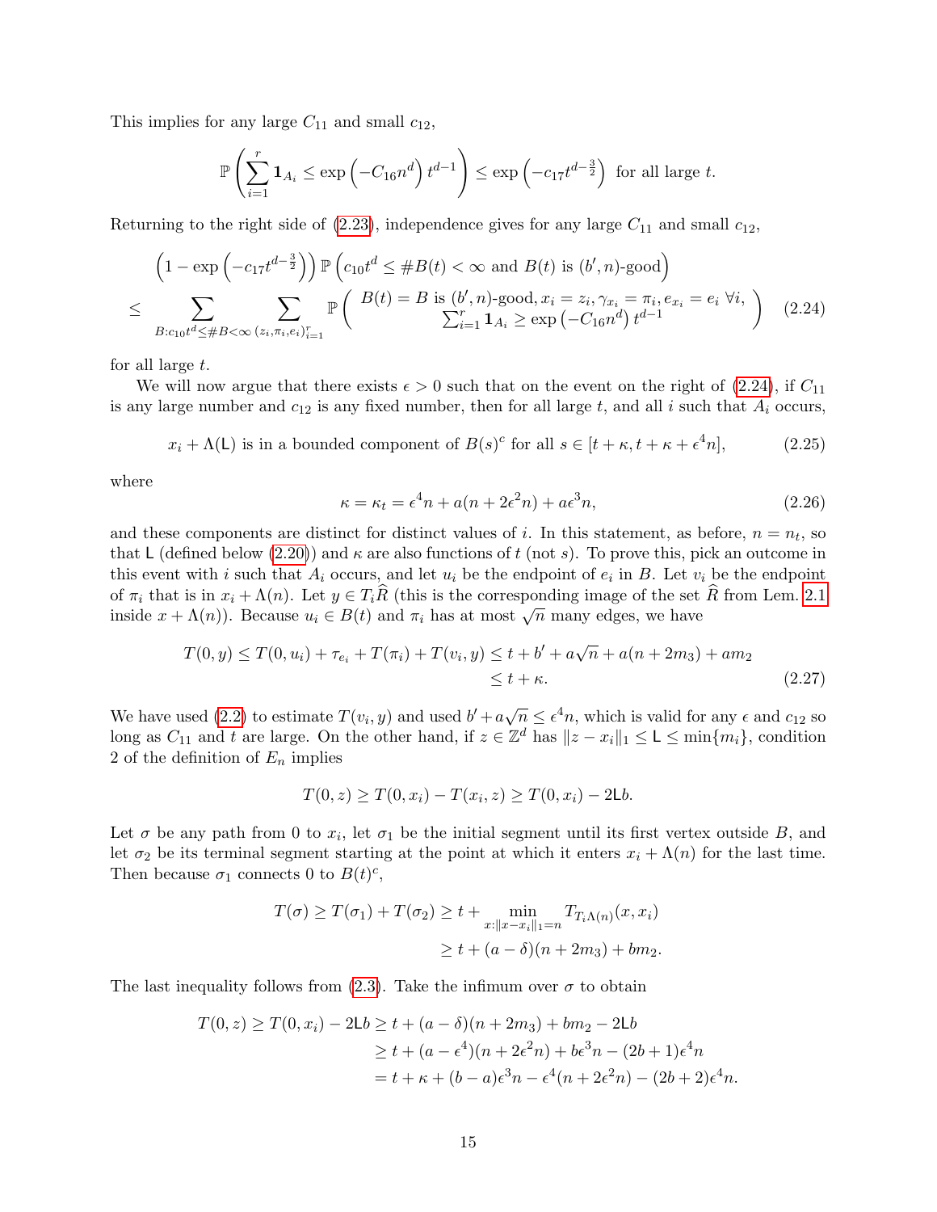This implies for any large $C_{11}$ and small $c_{12}$,

$$\mathbb{P}\left(\sum_{i=1}^{r} \mathbf{1}_{A_i} \leq \exp\left(-C_{16}n^d\right) t^{d-1}\right) \leq \exp\left(-c_{17}t^{d-\frac{3}{2}}\right) \text{ for all large } t.$$

Returning to the right side of (2.23), independence gives for any large $C_{11}$ and small $c_{12}$,

$$\begin{aligned}
&\left(1-\exp\left(-c_{17}t^{d-\frac{3}{2}}\right)\right)\mathbb{P}\left(c_{10}t^d \leq \#B(t) < \infty \text{ and } B(t) \text{ is } (b',n)\text{-good}\right) \\
\leq &\sum_{B:c_{10}t^d \leq \#B < \infty} \sum_{(z_i,\pi_i,e_i)_{i=1}^r} \mathbb{P}\left(\begin{array}{c} B(t)=B \text{ is } (b',n)\text{-good}, x_i = z_i, \gamma_{x_i}=\pi_i, e_{x_i}=e_i\ \forall i, \\ \sum_{i=1}^r \mathbf{1}_{A_i} \geq \exp\left(-C_{16}n^d\right)t^{d-1} \end{array}\right) \qquad (2.24)
\end{aligned}$$

for all large $t$.

We will now argue that there exists $\epsilon > 0$ such that on the event on the right of (2.24), if $C_{11}$ is any large number and $c_{12}$ is any fixed number, then for all large $t$, and all $i$ such that $A_i$ occurs,

$$x_i + \Lambda(\mathsf{L}) \text{ is in a bounded component of } B(s)^c \text{ for all } s \in [t+\kappa, t+\kappa+\epsilon^4 n], \qquad (2.25)$$

where

$$\kappa = \kappa_t = \epsilon^4 n + a(n+2\epsilon^2 n) + a\epsilon^3 n, \qquad (2.26)$$

and these components are distinct for distinct values of $i$. In this statement, as before, $n = n_t$, so that $\mathsf{L}$ (defined below (2.20)) and $\kappa$ are also functions of $t$ (not $s$). To prove this, pick an outcome in this event with $i$ such that $A_i$ occurs, and let $u_i$ be the endpoint of $e_i$ in $B$. Let $v_i$ be the endpoint of $\pi_i$ that is in $x_i + \Lambda(n)$. Let $y \in T_i\widehat{R}$ (this is the corresponding image of the set $\widehat{R}$ from Lem. 2.1 inside $x + \Lambda(n)$). Because $u_i \in B(t)$ and $\pi_i$ has at most $\sqrt{n}$ many edges, we have

$$\begin{aligned}
T(0,y) \leq T(0,u_i) + \tau_{e_i} + T(\pi_i) + T(v_i,y) &\leq t + b' + a\sqrt{n} + a(n+2m_3) + am_2 \\
&\leq t + \kappa. \qquad (2.27)
\end{aligned}$$

We have used (2.2) to estimate $T(v_i,y)$ and used $b' + a\sqrt{n} \leq \epsilon^4 n$, which is valid for any $\epsilon$ and $c_{12}$ so long as $C_{11}$ and $t$ are large. On the other hand, if $z \in \mathbb{Z}^d$ has $\|z - x_i\|_1 \leq \mathsf{L} \leq \min\{m_i\}$, condition 2 of the definition of $E_n$ implies

$$T(0,z) \geq T(0,x_i) - T(x_i,z) \geq T(0,x_i) - 2\mathsf{L}b.$$

Let $\sigma$ be any path from 0 to $x_i$, let $\sigma_1$ be the initial segment until its first vertex outside $B$, and let $\sigma_2$ be its terminal segment starting at the point at which it enters $x_i + \Lambda(n)$ for the last time. Then because $\sigma_1$ connects 0 to $B(t)^c$,

$$\begin{aligned}
T(\sigma) \geq T(\sigma_1) + T(\sigma_2) &\geq t + \min_{x:\|x-x_i\|_1 = n} T_{T_i\Lambda(n)}(x,x_i) \\
&\geq t + (a-\delta)(n+2m_3) + bm_2.
\end{aligned}$$

The last inequality follows from (2.3). Take the infimum over $\sigma$ to obtain

$$\begin{aligned}
T(0,z) \geq T(0,x_i) - 2\mathsf{L}b &\geq t + (a-\delta)(n+2m_3) + bm_2 - 2\mathsf{L}b \\
&\geq t + (a-\epsilon^4)(n+2\epsilon^2 n) + b\epsilon^3 n - (2b+1)\epsilon^4 n \\
&= t + \kappa + (b-a)\epsilon^3 n - \epsilon^4(n+2\epsilon^2 n) - (2b+2)\epsilon^4 n.
\end{aligned}$$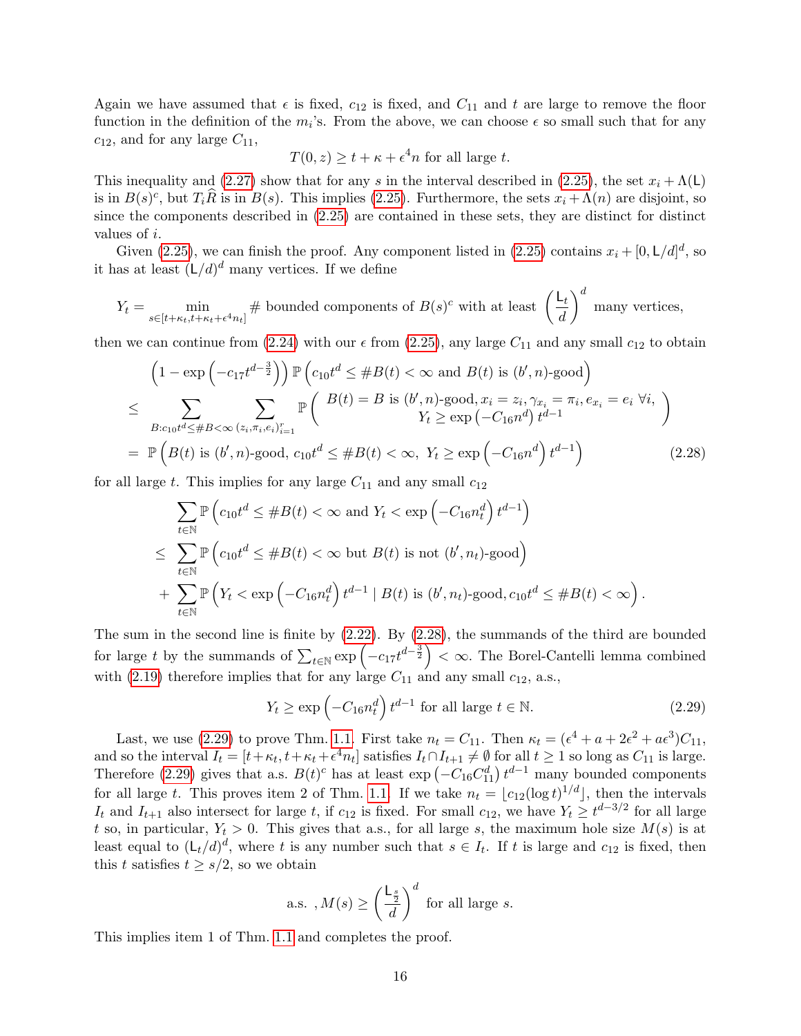Again we have assumed that $\epsilon$ is fixed, $c_{12}$ is fixed, and $C_{11}$ and $t$ are large to remove the floor function in the definition of the $m_i$'s. From the above, we can choose $\epsilon$ so small such that for any $c_{12}$, and for any large $C_{11}$,

$$T(0,z) \geq t + \kappa + \epsilon^4 n \text{ for all large } t.$$

This inequality and (2.27) show that for any $s$ in the interval described in (2.25), the set $x_i + \Lambda(\mathsf{L})$ is in $B(s)^c$, but $T_i\widehat{R}$ is in $B(s)$. This implies (2.25). Furthermore, the sets $x_i + \Lambda(n)$ are disjoint, so since the components described in (2.25) are contained in these sets, they are distinct for distinct values of $i$.

Given (2.25), we can finish the proof. Any component listed in (2.25) contains $x_i + [0, \mathsf{L}/d]^d$, so it has at least $(\mathsf{L}/d)^d$ many vertices. If we define

$$Y_t = \min_{s \in [t+\kappa_t, t+\kappa_t+\epsilon^4 n_t]} \# \text{ bounded components of } B(s)^c \text{ with at least } \left(\frac{\mathsf{L}_t}{d}\right)^d \text{ many vertices},$$

then we can continue from (2.24) with our $\epsilon$ from (2.25), any large $C_{11}$ and any small $c_{12}$ to obtain

$$\begin{aligned}
&\left(1 - \exp\left(-c_{17} t^{d-\frac{3}{2}}\right)\right) \mathbb{P}\left(c_{10} t^d \leq \# B(t) < \infty \text{ and } B(t) \text{ is } (b', n)\text{-good}\right) \\
\leq\ & \sum_{B: c_{10} t^d \leq \# B < \infty} \sum_{(z_i, \pi_i, e_i)_{i=1}^r} \mathbb{P}\left( \begin{array}{c} B(t) = B \text{ is } (b', n)\text{-good}, x_i = z_i, \gamma_{x_i} = \pi_i, e_{x_i} = e_i \ \forall i, \\ Y_t \geq \exp\left(-C_{16} n^d\right) t^{d-1} \end{array} \right) \\
=\ & \mathbb{P}\left(B(t) \text{ is } (b', n)\text{-good}, \ c_{10} t^d \leq \# B(t) < \infty, \ Y_t \geq \exp\left(-C_{16} n^d\right) t^{d-1}\right) \qquad (2.28)
\end{aligned}$$

for all large $t$. This implies for any large $C_{11}$ and any small $c_{12}$

$$\begin{aligned}
&\sum_{t \in \mathbb{N}} \mathbb{P}\left(c_{10} t^d \leq \# B(t) < \infty \text{ and } Y_t < \exp\left(-C_{16} n_t^d\right) t^{d-1}\right) \\
\leq\ & \sum_{t \in \mathbb{N}} \mathbb{P}\left(c_{10} t^d \leq \# B(t) < \infty \text{ but } B(t) \text{ is not } (b', n_t)\text{-good}\right) \\
&+ \sum_{t \in \mathbb{N}} \mathbb{P}\left(Y_t < \exp\left(-C_{16} n_t^d\right) t^{d-1} \mid B(t) \text{ is } (b', n_t)\text{-good}, c_{10} t^d \leq \# B(t) < \infty\right).
\end{aligned}$$

The sum in the second line is finite by (2.22). By (2.28), the summands of the third are bounded for large $t$ by the summands of $\sum_{t \in \mathbb{N}} \exp\left(-c_{17} t^{d-\frac{3}{2}}\right) < \infty$. The Borel-Cantelli lemma combined with (2.19) therefore implies that for any large $C_{11}$ and any small $c_{12}$, a.s.,

$$Y_t \geq \exp\left(-C_{16} n_t^d\right) t^{d-1} \text{ for all large } t \in \mathbb{N}. \qquad (2.29)$$

Last, we use (2.29) to prove Thm. 1.1. First take $n_t = C_{11}$. Then $\kappa_t = (\epsilon^4 + a + 2\epsilon^2 + a\epsilon^3) C_{11}$, and so the interval $I_t = [t + \kappa_t, t + \kappa_t + \epsilon^4 n_t]$ satisfies $I_t \cap I_{t+1} \neq \emptyset$ for all $t \geq 1$ so long as $C_{11}$ is large. Therefore (2.29) gives that a.s. $B(t)^c$ has at least $\exp\left(-C_{16} C_{11}^d\right) t^{d-1}$ many bounded components for all large $t$. This proves item 2 of Thm. 1.1. If we take $n_t = \lfloor c_{12} (\log t)^{1/d} \rfloor$, then the intervals $I_t$ and $I_{t+1}$ also intersect for large $t$, if $c_{12}$ is fixed. For small $c_{12}$, we have $Y_t \geq t^{d-3/2}$ for all large $t$ so, in particular, $Y_t > 0$. This gives that a.s., for all large $s$, the maximum hole size $M(s)$ is at least equal to $(\mathsf{L}_t/d)^d$, where $t$ is any number such that $s \in I_t$. If $t$ is large and $c_{12}$ is fixed, then this $t$ satisfies $t \geq s/2$, so we obtain

$$\text{a.s. }, M(s) \geq \left(\frac{\mathsf{L}_{\frac{s}{2}}}{d}\right)^d \text{ for all large } s.$$

This implies item 1 of Thm. 1.1 and completes the proof.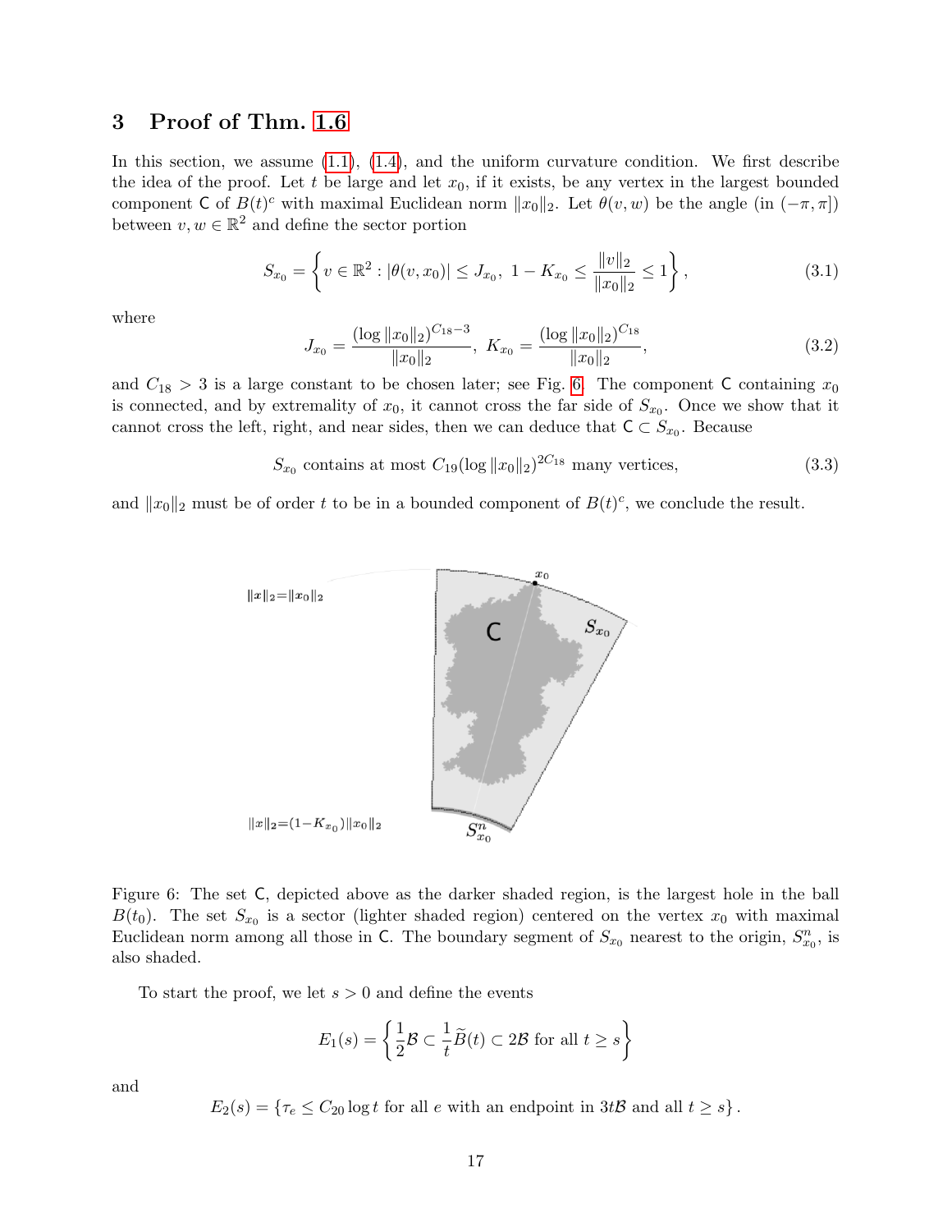## 3 Proof of Thm. 1.6

In this section, we assume (1.1), (1.4), and the uniform curvature condition. We first describe the idea of the proof. Let $t$ be large and let $x_0$, if it exists, be any vertex in the largest bounded component $\mathsf{C}$ of $B(t)^c$ with maximal Euclidean norm $\|x_0\|_2$. Let $\theta(v, w)$ be the angle (in $(-\pi, \pi]$) between $v, w \in \mathbb{R}^2$ and define the sector portion

$$S_{x_0} = \left\{ v \in \mathbb{R}^2 : |\theta(v, x_0)| \le J_{x_0},\ 1 - K_{x_0} \le \frac{\|v\|_2}{\|x_0\|_2} \le 1 \right\}, \tag{3.1}$$

where

$$J_{x_0} = \frac{(\log \|x_0\|_2)^{C_{18}-3}}{\|x_0\|_2},\ K_{x_0} = \frac{(\log \|x_0\|_2)^{C_{18}}}{\|x_0\|_2}, \tag{3.2}$$

and $C_{18} > 3$ is a large constant to be chosen later; see Fig. 6. The component $\mathsf{C}$ containing $x_0$ is connected, and by extremality of $x_0$, it cannot cross the far side of $S_{x_0}$. Once we show that it cannot cross the left, right, and near sides, then we can deduce that $\mathsf{C} \subset S_{x_0}$. Because

$$S_{x_0} \text{ contains at most } C_{19}(\log \|x_0\|_2)^{2C_{18}} \text{ many vertices,} \tag{3.3}$$

and $\|x_0\|_2$ must be of order $t$ to be in a bounded component of $B(t)^c$, we conclude the result.

Figure 6: The set $\mathsf{C}$, depicted above as the darker shaded region, is the largest hole in the ball $B(t_0)$. The set $S_{x_0}$ is a sector (lighter shaded region) centered on the vertex $x_0$ with maximal Euclidean norm among all those in $\mathsf{C}$. The boundary segment of $S_{x_0}$ nearest to the origin, $S^n_{x_0}$, is also shaded.

To start the proof, we let $s > 0$ and define the events

$$E_1(s) = \left\{ \frac{1}{2}\mathcal{B} \subset \frac{1}{t}\widetilde{B}(t) \subset 2\mathcal{B} \text{ for all } t \ge s \right\}$$

and

$$E_2(s) = \{ \tau_e \le C_{20} \log t \text{ for all } e \text{ with an endpoint in } 3t\mathcal{B} \text{ and all } t \ge s \}.$$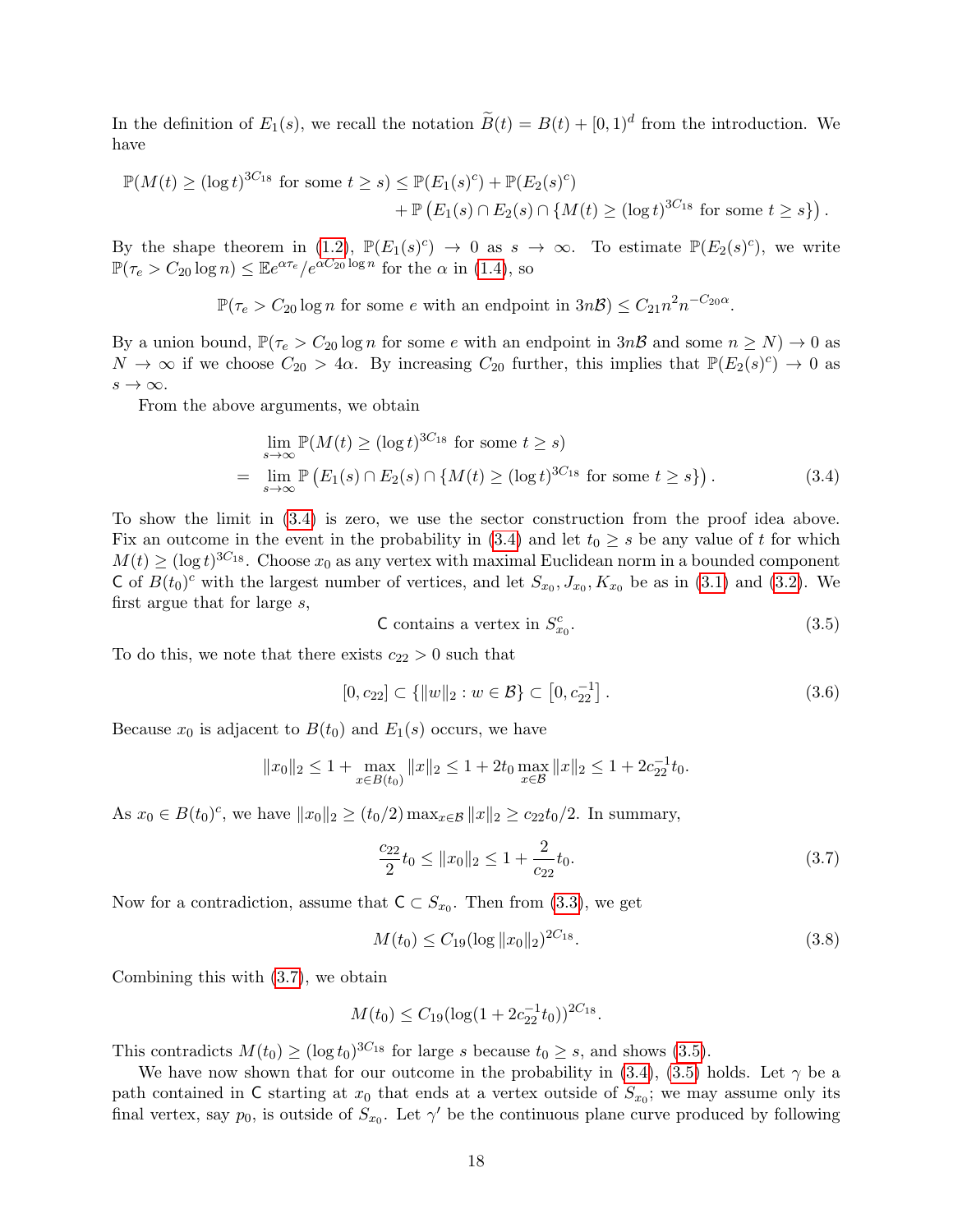In the definition of $E_1(s)$, we recall the notation $\widetilde{B}(t) = B(t) + [0,1)^d$ from the introduction. We have

$$
\begin{aligned}
\mathbb{P}(M(t) \geq (\log t)^{3C_{18}} \text{ for some } t \geq s) &\leq \mathbb{P}(E_1(s)^c) + \mathbb{P}(E_2(s)^c) \\
&\quad + \mathbb{P}\left(E_1(s) \cap E_2(s) \cap \{M(t) \geq (\log t)^{3C_{18}} \text{ for some } t \geq s\}\right).
\end{aligned}
$$

By the shape theorem in (1.2), $\mathbb{P}(E_1(s)^c) \to 0$ as $s \to \infty$. To estimate $\mathbb{P}(E_2(s)^c)$, we write $\mathbb{P}(\tau_e > C_{20} \log n) \leq \mathbb{E} e^{\alpha \tau_e} / e^{\alpha C_{20} \log n}$ for the $\alpha$ in (1.4), so

$$
\mathbb{P}(\tau_e > C_{20} \log n \text{ for some } e \text{ with an endpoint in } 3n\mathcal{B}) \leq C_{21} n^2 n^{-C_{20}\alpha}.
$$

By a union bound, $\mathbb{P}(\tau_e > C_{20} \log n$ for some $e$ with an endpoint in $3n\mathcal{B}$ and some $n \geq N) \to 0$ as $N \to \infty$ if we choose $C_{20} > 4\alpha$. By increasing $C_{20}$ further, this implies that $\mathbb{P}(E_2(s)^c) \to 0$ as $s \to \infty$.

From the above arguments, we obtain

$$
\begin{aligned}
&\lim_{s \to \infty} \mathbb{P}(M(t) \geq (\log t)^{3C_{18}} \text{ for some } t \geq s) \\
= \;&\lim_{s \to \infty} \mathbb{P}\left(E_1(s) \cap E_2(s) \cap \{M(t) \geq (\log t)^{3C_{18}} \text{ for some } t \geq s\}\right). \qquad (3.4)
\end{aligned}
$$

To show the limit in (3.4) is zero, we use the sector construction from the proof idea above. Fix an outcome in the event in the probability in (3.4) and let $t_0 \geq s$ be any value of $t$ for which $M(t) \geq (\log t)^{3C_{18}}$. Choose $x_0$ as any vertex with maximal Euclidean norm in a bounded component $\mathsf{C}$ of $B(t_0)^c$ with the largest number of vertices, and let $S_{x_0}, J_{x_0}, K_{x_0}$ be as in (3.1) and (3.2). We first argue that for large $s$,

$$
\mathsf{C} \text{ contains a vertex in } S_{x_0}^c. \qquad (3.5)
$$

To do this, we note that there exists $c_{22} > 0$ such that

$$
[0, c_{22}] \subset \{\|w\|_2 : w \in \mathcal{B}\} \subset \left[0, c_{22}^{-1}\right]. \qquad (3.6)
$$

Because $x_0$ is adjacent to $B(t_0)$ and $E_1(s)$ occurs, we have

$$
\|x_0\|_2 \leq 1 + \max_{x \in B(t_0)} \|x\|_2 \leq 1 + 2t_0 \max_{x \in \mathcal{B}} \|x\|_2 \leq 1 + 2c_{22}^{-1} t_0.
$$

As $x_0 \in B(t_0)^c$, we have $\|x_0\|_2 \geq (t_0/2) \max_{x \in \mathcal{B}} \|x\|_2 \geq c_{22} t_0 / 2$. In summary,

$$
\frac{c_{22}}{2} t_0 \leq \|x_0\|_2 \leq 1 + \frac{2}{c_{22}} t_0. \qquad (3.7)
$$

Now for a contradiction, assume that $\mathsf{C} \subset S_{x_0}$. Then from (3.3), we get

$$
M(t_0) \leq C_{19} (\log \|x_0\|_2)^{2C_{18}}. \qquad (3.8)
$$

Combining this with (3.7), we obtain

$$
M(t_0) \leq C_{19} (\log(1 + 2c_{22}^{-1} t_0))^{2C_{18}}.
$$

This contradicts $M(t_0) \geq (\log t_0)^{3C_{18}}$ for large $s$ because $t_0 \geq s$, and shows (3.5).

We have now shown that for our outcome in the probability in (3.4), (3.5) holds. Let $\gamma$ be a path contained in $\mathsf{C}$ starting at $x_0$ that ends at a vertex outside of $S_{x_0}$; we may assume only its final vertex, say $p_0$, is outside of $S_{x_0}$. Let $\gamma'$ be the continuous plane curve produced by following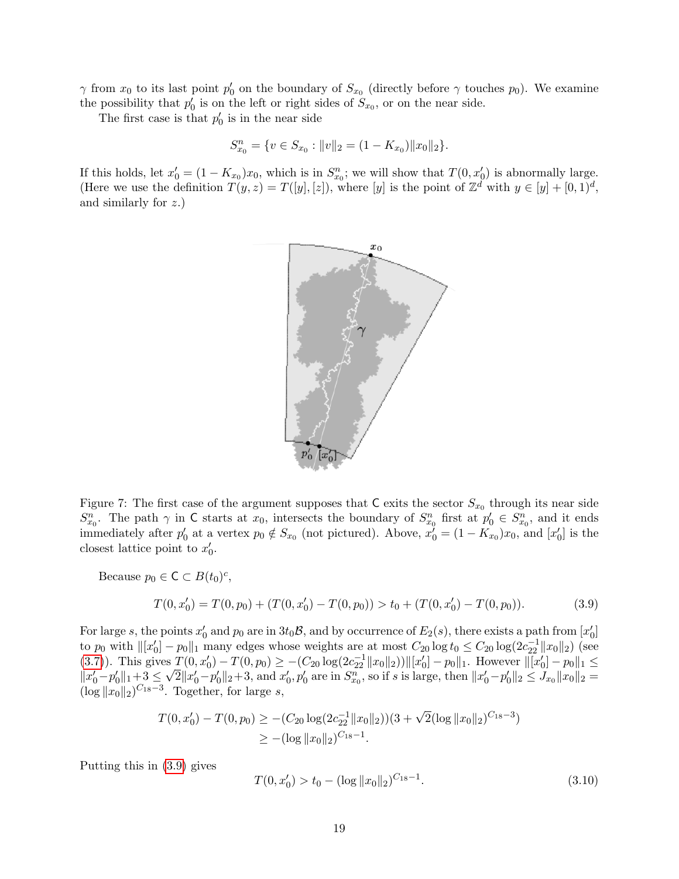$\gamma$ from $x_0$ to its last point $p_0'$ on the boundary of $S_{x_0}$ (directly before $\gamma$ touches $p_0$). We examine the possibility that $p_0'$ is on the left or right sides of $S_{x_0}$, or on the near side.

The first case is that $p_0'$ is in the near side

$$S_{x_0}^n = \{v \in S_{x_0} : \|v\|_2 = (1 - K_{x_0})\|x_0\|_2\}.$$

If this holds, let $x_0' = (1 - K_{x_0})x_0$, which is in $S_{x_0}^n$; we will show that $T(0, x_0')$ is abnormally large. (Here we use the definition $T(y, z) = T([y], [z])$, where $[y]$ is the point of $\mathbb{Z}^d$ with $y \in [y] + [0, 1)^d$, and similarly for $z$.)

Figure 7: The first case of the argument supposes that $\mathsf{C}$ exits the sector $S_{x_0}$ through its near side $S_{x_0}^n$. The path $\gamma$ in $\mathsf{C}$ starts at $x_0$, intersects the boundary of $S_{x_0}^n$ first at $p_0' \in S_{x_0}^n$, and it ends immediately after $p_0'$ at a vertex $p_0 \notin S_{x_0}$ (not pictured). Above, $x_0' = (1 - K_{x_0})x_0$, and $[x_0']$ is the closest lattice point to $x_0'$.

Because $p_0 \in \mathsf{C} \subset B(t_0)^c$,

$$T(0, x_0') = T(0, p_0) + (T(0, x_0') - T(0, p_0)) > t_0 + (T(0, x_0') - T(0, p_0)). \tag{3.9}$$

For large $s$, the points $x_0'$ and $p_0$ are in $3t_0\mathcal{B}$, and by occurrence of $E_2(s)$, there exists a path from $[x_0']$ to $p_0$ with $\|[x_0'] - p_0\|_1$ many edges whose weights are at most $C_{20} \log t_0 \leq C_{20} \log(2c_{22}^{-1}\|x_0\|_2)$ (see (3.7)). This gives $T(0, x_0') - T(0, p_0) \geq -(C_{20} \log(2c_{22}^{-1}\|x_0\|_2))\|[x_0'] - p_0\|_1$. However $\|[x_0'] - p_0\|_1 \leq \|x_0' - p_0'\|_1 + 3 \leq \sqrt{2}\|x_0' - p_0'\|_2 + 3$, and $x_0', p_0'$ are in $S_{x_0}^n$, so if $s$ is large, then $\|x_0' - p_0'\|_2 \leq J_{x_0}\|x_0\|_2 = (\log \|x_0\|_2)^{C_{18}-3}$. Together, for large $s$,

$$\begin{aligned} T(0, x_0') - T(0, p_0) &\geq -(C_{20} \log(2c_{22}^{-1}\|x_0\|_2))(3 + \sqrt{2}(\log \|x_0\|_2)^{C_{18}-3}) \\ &\geq -(\log \|x_0\|_2)^{C_{18}-1}. \end{aligned}$$

Putting this in (3.9) gives

$$T(0, x_0') > t_0 - (\log \|x_0\|_2)^{C_{18}-1}. \tag{3.10}$$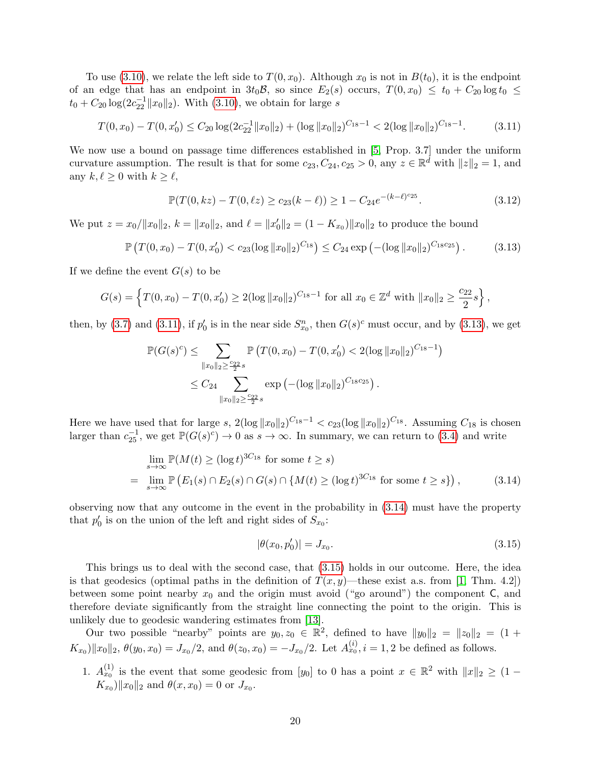To use (3.10), we relate the left side to $T(0, x_0)$. Although $x_0$ is not in $B(t_0)$, it is the endpoint of an edge that has an endpoint in $3t_0\mathcal{B}$, so since $E_2(s)$ occurs, $T(0,x_0) \leq t_0 + C_{20}\log t_0 \leq t_0 + C_{20}\log(2c_{22}^{-1}\|x_0\|_2)$. With (3.10), we obtain for large $s$

$$T(0,x_0) - T(0,x_0') \leq C_{20}\log(2c_{22}^{-1}\|x_0\|_2) + (\log\|x_0\|_2)^{C_{18}-1} < 2(\log\|x_0\|_2)^{C_{18}-1}. \tag{3.11}$$

We now use a bound on passage time differences established in [5, Prop. 3.7] under the uniform curvature assumption. The result is that for some $c_{23}, C_{24}, c_{25} > 0$, any $z \in \mathbb{R}^d$ with $\|z\|_2 = 1$, and any $k, \ell \geq 0$ with $k \geq \ell$,

$$\mathbb{P}(T(0,kz) - T(0,\ell z) \geq c_{23}(k-\ell)) \geq 1 - C_{24}e^{-(k-\ell)^{c_{25}}}. \tag{3.12}$$

We put $z = x_0/\|x_0\|_2$, $k = \|x_0\|_2$, and $\ell = \|x_0'\|_2 = (1-K_{x_0})\|x_0\|_2$ to produce the bound

$$\mathbb{P}\left(T(0,x_0) - T(0,x_0') < c_{23}(\log\|x_0\|_2)^{C_{18}}\right) \leq C_{24}\exp\left(-(\log\|x_0\|_2)^{C_{18}c_{25}}\right). \tag{3.13}$$

If we define the event $G(s)$ to be

$$G(s) = \left\{T(0,x_0) - T(0,x_0') \geq 2(\log\|x_0\|_2)^{C_{18}-1} \text{ for all } x_0 \in \mathbb{Z}^d \text{ with } \|x_0\|_2 \geq \frac{c_{22}}{2}s\right\},$$

then, by (3.7) and (3.11), if $p_0'$ is in the near side $S_{x_0}^n$, then $G(s)^c$ must occur, and by (3.13), we get

$$\begin{aligned}
\mathbb{P}(G(s)^c) &\leq \sum_{\|x_0\|_2 \geq \frac{c_{22}}{2}s} \mathbb{P}\left(T(0,x_0) - T(0,x_0') < 2(\log\|x_0\|_2)^{C_{18}-1}\right) \\
&\leq C_{24} \sum_{\|x_0\|_2 \geq \frac{c_{22}}{2}s} \exp\left(-(\log\|x_0\|_2)^{C_{18}c_{25}}\right).
\end{aligned}$$

Here we have used that for large $s$, $2(\log\|x_0\|_2)^{C_{18}-1} < c_{23}(\log\|x_0\|_2)^{C_{18}}$. Assuming $C_{18}$ is chosen larger than $c_{25}^{-1}$, we get $\mathbb{P}(G(s)^c) \to 0$ as $s \to \infty$. In summary, we can return to (3.4) and write

$$\begin{aligned}
&\lim_{s\to\infty} \mathbb{P}(M(t) \geq (\log t)^{3C_{18}} \text{ for some } t \geq s) \\
= &\lim_{s\to\infty} \mathbb{P}\left(E_1(s) \cap E_2(s) \cap G(s) \cap \{M(t) \geq (\log t)^{3C_{18}} \text{ for some } t \geq s\}\right),
\end{aligned} \tag{3.14}$$

observing now that any outcome in the event in the probability in (3.14) must have the property that $p_0'$ is on the union of the left and right sides of $S_{x_0}$:

$$|\theta(x_0, p_0')| = J_{x_0}. \tag{3.15}$$

This brings us to deal with the second case, that (3.15) holds in our outcome. Here, the idea is that geodesics (optimal paths in the definition of $T(x,y)$—these exist a.s. from [1, Thm. 4.2]) between some point nearby $x_0$ and the origin must avoid ("go around") the component $\mathsf{C}$, and therefore deviate significantly from the straight line connecting the point to the origin. This is unlikely due to geodesic wandering estimates from [13].

Our two possible "nearby" points are $y_0, z_0 \in \mathbb{R}^2$, defined to have $\|y_0\|_2 = \|z_0\|_2 = (1 + K_{x_0})\|x_0\|_2$, $\theta(y_0, x_0) = J_{x_0}/2$, and $\theta(z_0, x_0) = -J_{x_0}/2$. Let $A_{x_0}^{(i)}, i = 1, 2$ be defined as follows.

1. $A_{x_0}^{(1)}$ is the event that some geodesic from $[y_0]$ to $0$ has a point $x \in \mathbb{R}^2$ with $\|x\|_2 \geq (1 - K_{x_0})\|x_0\|_2$ and $\theta(x, x_0) = 0$ or $J_{x_0}$.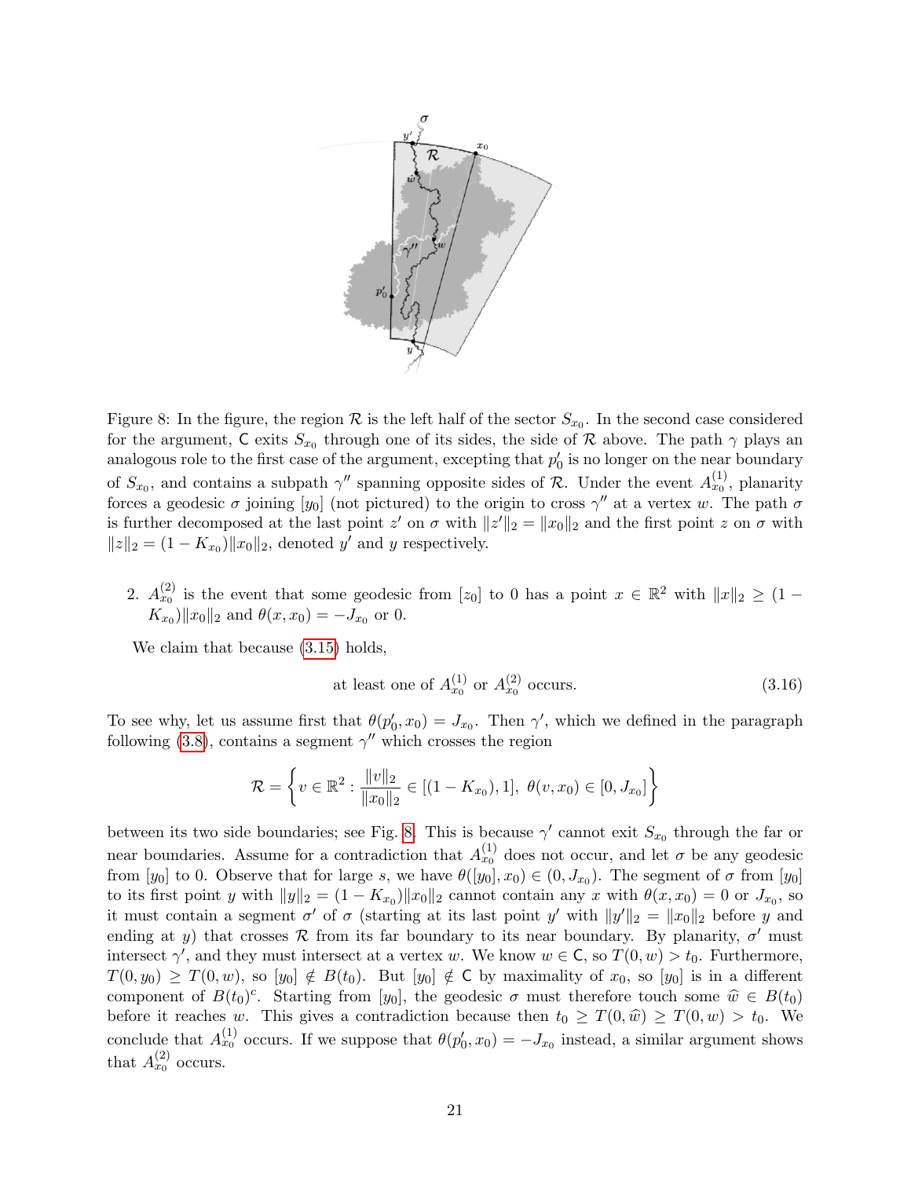Figure 8: In the figure, the region $\mathcal{R}$ is the left half of the sector $S_{x_0}$. In the second case considered for the argument, $\mathsf{C}$ exits $S_{x_0}$ through one of its sides, the side of $\mathcal{R}$ above. The path $\gamma$ plays an analogous role to the first case of the argument, excepting that $p_0'$ is no longer on the near boundary of $S_{x_0}$, and contains a subpath $\gamma''$ spanning opposite sides of $\mathcal{R}$. Under the event $A_{x_0}^{(1)}$, planarity forces a geodesic $\sigma$ joining $[y_0]$ (not pictured) to the origin to cross $\gamma''$ at a vertex $w$. The path $\sigma$ is further decomposed at the last point $z'$ on $\sigma$ with $\|z'\|_2 = \|x_0\|_2$ and the first point $z$ on $\sigma$ with $\|z\|_2 = (1 - K_{x_0})\|x_0\|_2$, denoted $y'$ and $y$ respectively.

2. $A_{x_0}^{(2)}$ is the event that some geodesic from $[z_0]$ to 0 has a point $x \in \mathbb{R}^2$ with $\|x\|_2 \geq (1 - K_{x_0})\|x_0\|_2$ and $\theta(x, x_0) = -J_{x_0}$ or 0.

We claim that because (3.15) holds,

$$\text{at least one of } A_{x_0}^{(1)} \text{ or } A_{x_0}^{(2)} \text{ occurs.} \tag{3.16}$$

To see why, let us assume first that $\theta(p_0', x_0) = J_{x_0}$. Then $\gamma'$, which we defined in the paragraph following (3.8), contains a segment $\gamma''$ which crosses the region

$$\mathcal{R} = \left\{ v \in \mathbb{R}^2 : \frac{\|v\|_2}{\|x_0\|_2} \in [(1 - K_{x_0}), 1],\ \theta(v, x_0) \in [0, J_{x_0}] \right\}$$

between its two side boundaries; see Fig. 8. This is because $\gamma'$ cannot exit $S_{x_0}$ through the far or near boundaries. Assume for a contradiction that $A_{x_0}^{(1)}$ does not occur, and let $\sigma$ be any geodesic from $[y_0]$ to 0. Observe that for large $s$, we have $\theta([y_0], x_0) \in (0, J_{x_0})$. The segment of $\sigma$ from $[y_0]$ to its first point $y$ with $\|y\|_2 = (1 - K_{x_0})\|x_0\|_2$ cannot contain any $x$ with $\theta(x, x_0) = 0$ or $J_{x_0}$, so it must contain a segment $\sigma'$ of $\sigma$ (starting at its last point $y'$ with $\|y'\|_2 = \|x_0\|_2$ before $y$ and ending at $y$) that crosses $\mathcal{R}$ from its far boundary to its near boundary. By planarity, $\sigma'$ must intersect $\gamma'$, and they must intersect at a vertex $w$. We know $w \in \mathsf{C}$, so $T(0, w) > t_0$. Furthermore, $T(0, y_0) \geq T(0, w)$, so $[y_0] \notin B(t_0)$. But $[y_0] \notin \mathsf{C}$ by maximality of $x_0$, so $[y_0]$ is in a different component of $B(t_0)^c$. Starting from $[y_0]$, the geodesic $\sigma$ must therefore touch some $\widehat{w} \in B(t_0)$ before it reaches $w$. This gives a contradiction because then $t_0 \geq T(0, \widehat{w}) \geq T(0, w) > t_0$. We conclude that $A_{x_0}^{(1)}$ occurs. If we suppose that $\theta(p_0', x_0) = -J_{x_0}$ instead, a similar argument shows that $A_{x_0}^{(2)}$ occurs.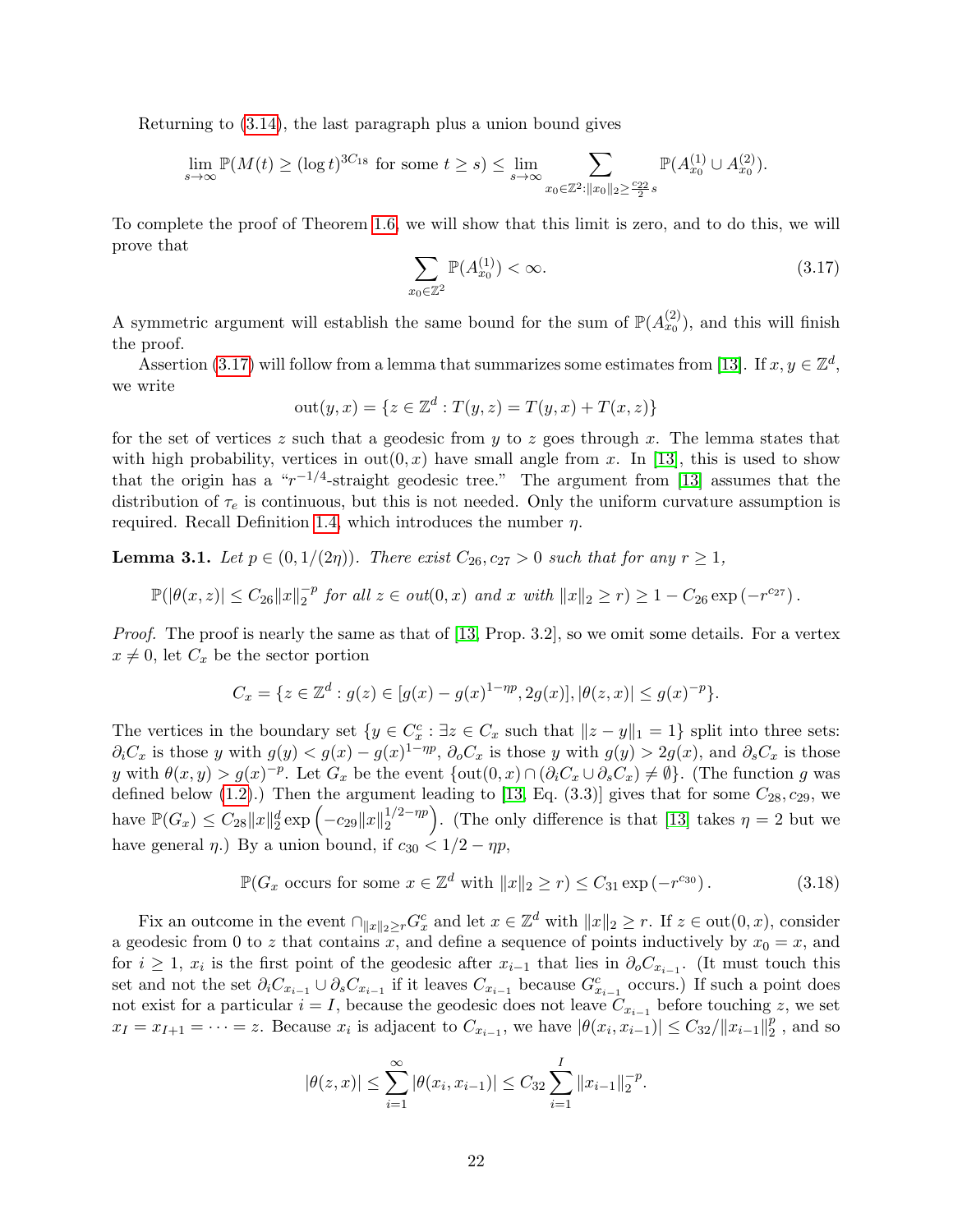Returning to (3.14), the last paragraph plus a union bound gives

$$\lim_{s\to\infty} \mathbb{P}(M(t) \geq (\log t)^{3C_{18}} \text{ for some } t \geq s) \leq \lim_{s\to\infty} \sum_{x_0 \in \mathbb{Z}^2 : \|x_0\|_2 \geq \frac{c_{22}}{2} s} \mathbb{P}(A^{(1)}_{x_0} \cup A^{(2)}_{x_0}).$$

To complete the proof of Theorem 1.6, we will show that this limit is zero, and to do this, we will prove that

$$\sum_{x_0 \in \mathbb{Z}^2} \mathbb{P}(A^{(1)}_{x_0}) < \infty. \tag{3.17}$$

A symmetric argument will establish the same bound for the sum of $\mathbb{P}(A^{(2)}_{x_0})$, and this will finish the proof.

Assertion (3.17) will follow from a lemma that summarizes some estimates from [13]. If $x, y \in \mathbb{Z}^d$, we write

$$\text{out}(y, x) = \{z \in \mathbb{Z}^d : T(y, z) = T(y, x) + T(x, z)\}$$

for the set of vertices $z$ such that a geodesic from $y$ to $z$ goes through $x$. The lemma states that with high probability, vertices in $\text{out}(0, x)$ have small angle from $x$. In [13], this is used to show that the origin has a "$r^{-1/4}$-straight geodesic tree." The argument from [13] assumes that the distribution of $\tau_e$ is continuous, but this is not needed. Only the uniform curvature assumption is required. Recall Definition 1.4, which introduces the number $\eta$.

**Lemma 3.1.** *Let $p \in (0, 1/(2\eta))$. There exist $C_{26}, c_{27} > 0$ such that for any $r \geq 1$,*

$$\mathbb{P}(|\theta(x,z)| \leq C_{26}\|x\|_2^{-p} \text{ for all } z \in out(0,x) \text{ and } x \text{ with } \|x\|_2 \geq r) \geq 1 - C_{26} \exp\left(-r^{c_{27}}\right).$$

*Proof.* The proof is nearly the same as that of [13, Prop. 3.2], so we omit some details. For a vertex $x \neq 0$, let $C_x$ be the sector portion

$$C_x = \{z \in \mathbb{Z}^d : g(z) \in [g(x) - g(x)^{1-\eta p}, 2g(x)], |\theta(z,x)| \leq g(x)^{-p}\}.$$

The vertices in the boundary set $\{y \in C_x^c : \exists z \in C_x \text{ such that } \|z - y\|_1 = 1\}$ split into three sets: $\partial_i C_x$ is those $y$ with $g(y) < g(x) - g(x)^{1-\eta p}$, $\partial_o C_x$ is those $y$ with $g(y) > 2g(x)$, and $\partial_s C_x$ is those $y$ with $\theta(x,y) > g(x)^{-p}$. Let $G_x$ be the event $\{\text{out}(0,x) \cap (\partial_i C_x \cup \partial_s C_x) \neq \emptyset\}$. (The function $g$ was defined below (1.2).) Then the argument leading to [13, Eq. (3.3)] gives that for some $C_{28}, c_{29}$, we have $\mathbb{P}(G_x) \leq C_{28}\|x\|_2^d \exp\left(-c_{29}\|x\|_2^{1/2-\eta p}\right)$. (The only difference is that [13] takes $\eta = 2$ but we have general $\eta$.) By a union bound, if $c_{30} < 1/2 - \eta p$,

$$\mathbb{P}(G_x \text{ occurs for some } x \in \mathbb{Z}^d \text{ with } \|x\|_2 \geq r) \leq C_{31} \exp\left(-r^{c_{30}}\right). \tag{3.18}$$

Fix an outcome in the event $\cap_{\|x\|_2 \geq r} G_x^c$ and let $x \in \mathbb{Z}^d$ with $\|x\|_2 \geq r$. If $z \in \text{out}(0,x)$, consider a geodesic from 0 to $z$ that contains $x$, and define a sequence of points inductively by $x_0 = x$, and for $i \geq 1$, $x_i$ is the first point of the geodesic after $x_{i-1}$ that lies in $\partial_o C_{x_{i-1}}$. (It must touch this set and not the set $\partial_i C_{x_{i-1}} \cup \partial_s C_{x_{i-1}}$ if it leaves $C_{x_{i-1}}$ because $G^c_{x_{i-1}}$ occurs.) If such a point does not exist for a particular $i = I$, because the geodesic does not leave $C_{x_{i-1}}$ before touching $z$, we set $x_I = x_{I+1} = \cdots = z$. Because $x_i$ is adjacent to $C_{x_{i-1}}$, we have $|\theta(x_i, x_{i-1})| \leq C_{32}/\|x_{i-1}\|_2^p$, and so

$$|\theta(z,x)| \leq \sum_{i=1}^{\infty} |\theta(x_i, x_{i-1})| \leq C_{32} \sum_{i=1}^{I} \|x_{i-1}\|_2^{-p}.$$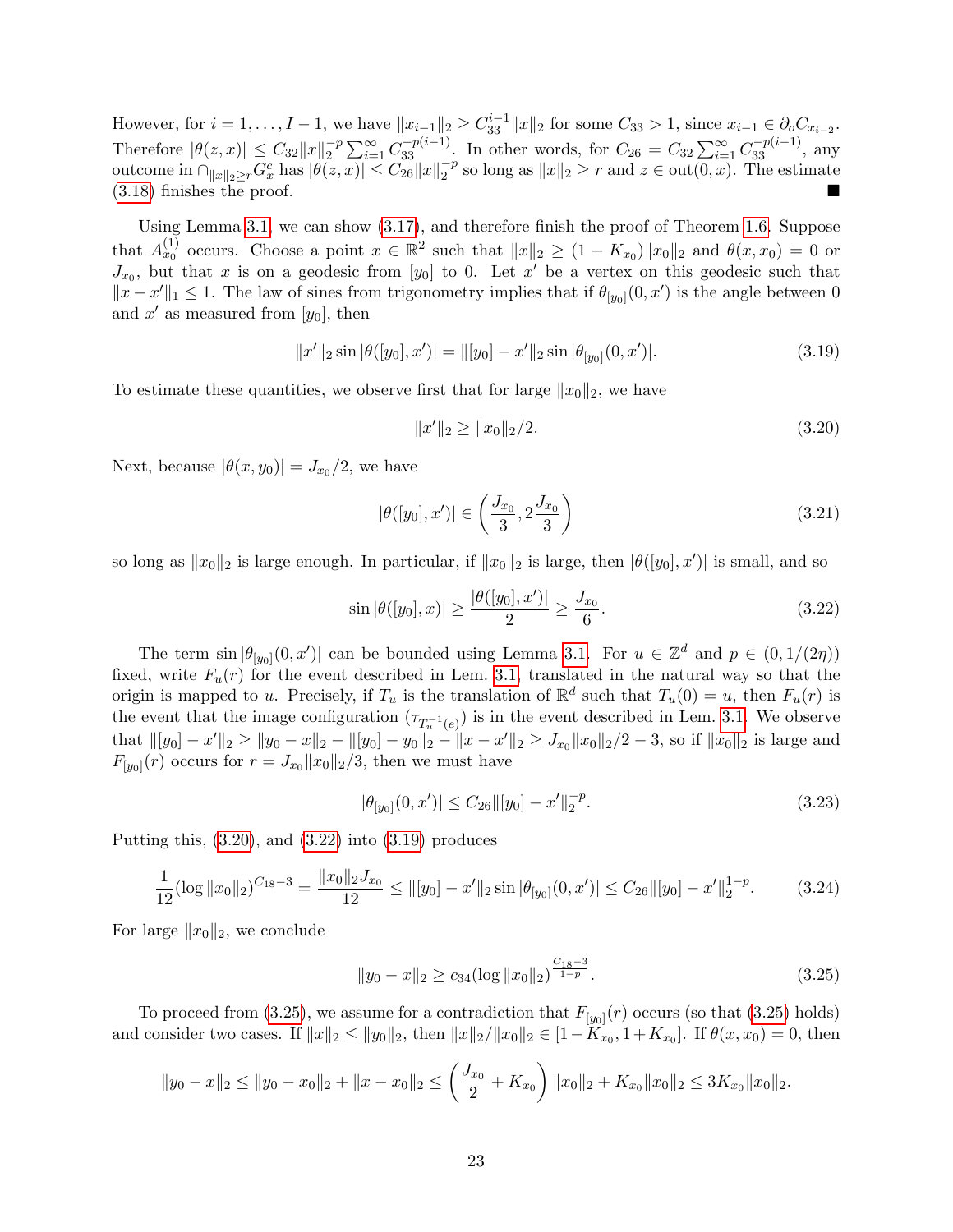However, for $i = 1, \ldots, I-1$, we have $\|x_{i-1}\|_2 \geq C_{33}^{i-1}\|x\|_2$ for some $C_{33} > 1$, since $x_{i-1} \in \partial_o C_{x_{i-2}}$. Therefore $|\theta(z,x)| \leq C_{32}\|x\|_2^{-p} \sum_{i=1}^{\infty} C_{33}^{-p(i-1)}$. In other words, for $C_{26} = C_{32}\sum_{i=1}^{\infty} C_{33}^{-p(i-1)}$, any outcome in $\cap_{\|x\|_2 \geq r} G_x^c$ has $|\theta(z,x)| \leq C_{26}\|x\|_2^{-p}$ so long as $\|x\|_2 \geq r$ and $z \in \text{out}(0,x)$. The estimate (3.18) finishes the proof. ∎

Using Lemma 3.1, we can show (3.17), and therefore finish the proof of Theorem 1.6. Suppose that $A_{x_0}^{(1)}$ occurs. Choose a point $x \in \mathbb{R}^2$ such that $\|x\|_2 \geq (1-K_{x_0})\|x_0\|_2$ and $\theta(x,x_0) = 0$ or $J_{x_0}$, but that $x$ is on a geodesic from $[y_0]$ to 0. Let $x'$ be a vertex on this geodesic such that $\|x - x'\|_1 \leq 1$. The law of sines from trigonometry implies that if $\theta_{[y_0]}(0,x')$ is the angle between 0 and $x'$ as measured from $[y_0]$, then

$$\|x'\|_2 \sin|\theta([y_0],x')| = \|[y_0] - x'\|_2 \sin|\theta_{[y_0]}(0,x')|. \tag{3.19}$$

To estimate these quantities, we observe first that for large $\|x_0\|_2$, we have

$$\|x'\|_2 \geq \|x_0\|_2/2. \tag{3.20}$$

Next, because $|\theta(x,y_0)| = J_{x_0}/2$, we have

$$|\theta([y_0],x')| \in \left(\frac{J_{x_0}}{3}, 2\frac{J_{x_0}}{3}\right) \tag{3.21}$$

so long as $\|x_0\|_2$ is large enough. In particular, if $\|x_0\|_2$ is large, then $|\theta([y_0],x')|$ is small, and so

$$\sin|\theta([y_0],x)| \geq \frac{|\theta([y_0],x')|}{2} \geq \frac{J_{x_0}}{6}. \tag{3.22}$$

The term $\sin|\theta_{[y_0]}(0,x')|$ can be bounded using Lemma 3.1. For $u \in \mathbb{Z}^d$ and $p \in (0, 1/(2\eta))$ fixed, write $F_u(r)$ for the event described in Lem. 3.1, translated in the natural way so that the origin is mapped to $u$. Precisely, if $T_u$ is the translation of $\mathbb{R}^d$ such that $T_u(0) = u$, then $F_u(r)$ is the event that the image configuration $(\tau_{T_u^{-1}(e)})$ is in the event described in Lem. 3.1. We observe that $\|[y_0] - x'\|_2 \geq \|y_0 - x\|_2 - \|[y_0] - y_0\|_2 - \|x - x'\|_2 \geq J_{x_0}\|x_0\|_2/2 - 3$, so if $\|x_0\|_2$ is large and $F_{[y_0]}(r)$ occurs for $r = J_{x_0}\|x_0\|_2/3$, then we must have

$$|\theta_{[y_0]}(0,x')| \leq C_{26}\|[y_0] - x'\|_2^{-p}. \tag{3.23}$$

Putting this, (3.20), and (3.22) into (3.19) produces

$$\frac{1}{12}(\log\|x_0\|_2)^{C_{18}-3} = \frac{\|x_0\|_2 J_{x_0}}{12} \leq \|[y_0] - x'\|_2 \sin|\theta_{[y_0]}(0,x')| \leq C_{26}\|[y_0] - x'\|_2^{1-p}. \tag{3.24}$$

For large $\|x_0\|_2$, we conclude

$$\|y_0 - x\|_2 \geq c_{34}(\log\|x_0\|_2)^{\frac{C_{18}-3}{1-p}}. \tag{3.25}$$

To proceed from (3.25), we assume for a contradiction that $F_{[y_0]}(r)$ occurs (so that (3.25) holds) and consider two cases. If $\|x\|_2 \leq \|y_0\|_2$, then $\|x\|_2/\|x_0\|_2 \in [1-K_{x_0}, 1+K_{x_0}]$. If $\theta(x,x_0) = 0$, then

$$\|y_0 - x\|_2 \leq \|y_0 - x_0\|_2 + \|x - x_0\|_2 \leq \left(\frac{J_{x_0}}{2} + K_{x_0}\right)\|x_0\|_2 + K_{x_0}\|x_0\|_2 \leq 3K_{x_0}\|x_0\|_2.$$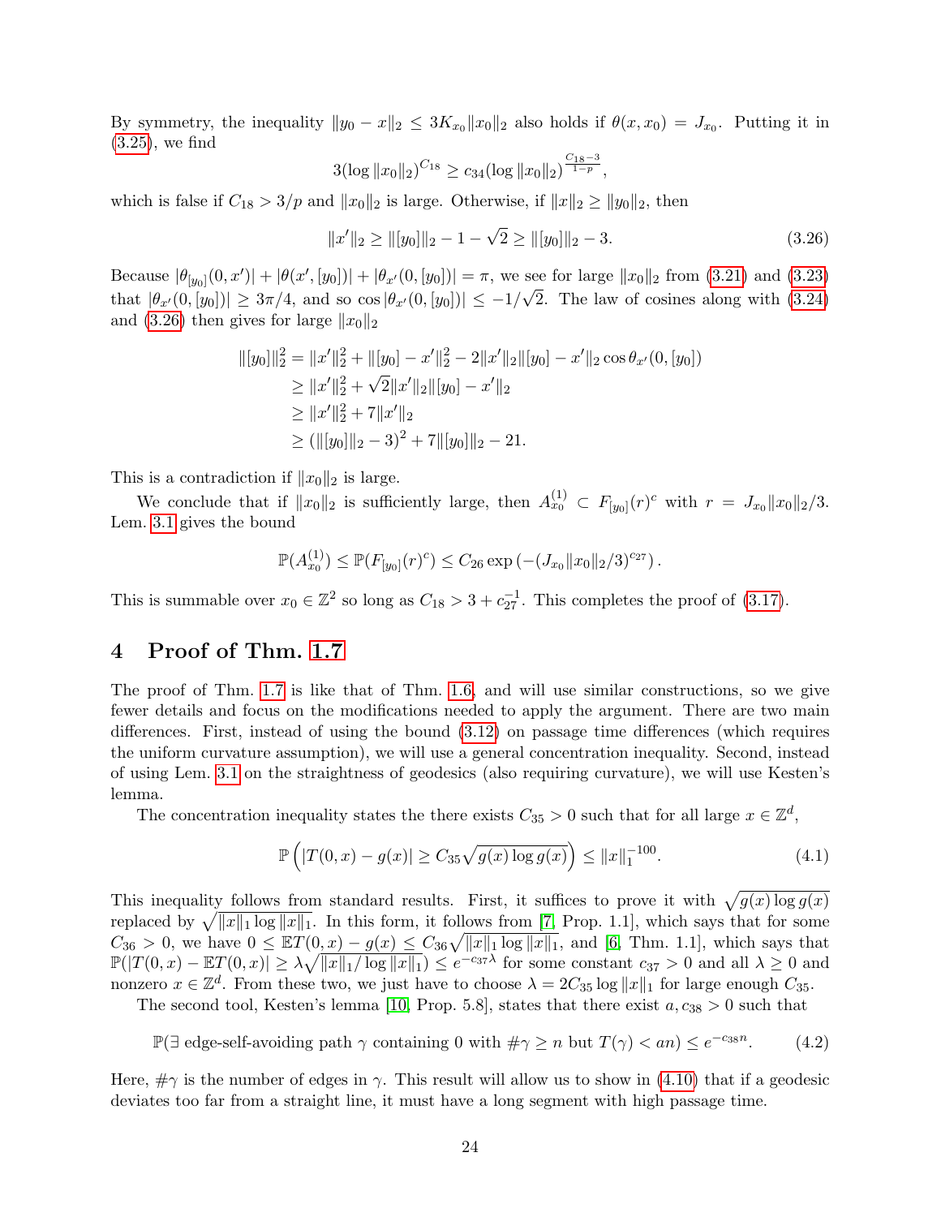By symmetry, the inequality $\|y_0 - x\|_2 \leq 3K_{x_0}\|x_0\|_2$ also holds if $\theta(x, x_0) = J_{x_0}$. Putting it in (3.25), we find

$$3(\log \|x_0\|_2)^{C_{18}} \geq c_{34}(\log \|x_0\|_2)^{\frac{C_{18}-3}{1-p}},$$

which is false if $C_{18} > 3/p$ and $\|x_0\|_2$ is large. Otherwise, if $\|x\|_2 \geq \|y_0\|_2$, then

$$\|x'\|_2 \geq \|[y_0]\|_2 - 1 - \sqrt{2} \geq \|[y_0]\|_2 - 3. \tag{3.26}$$

Because $|\theta_{[y_0]}(0, x')| + |\theta(x', [y_0])| + |\theta_{x'}(0, [y_0])| = \pi$, we see for large $\|x_0\|_2$ from (3.21) and (3.23) that $|\theta_{x'}(0, [y_0])| \geq 3\pi/4$, and so $\cos|\theta_{x'}(0, [y_0])| \leq -1/\sqrt{2}$. The law of cosines along with (3.24) and (3.26) then gives for large $\|x_0\|_2$

$$\begin{aligned}
\|[y_0]\|_2^2 &= \|x'\|_2^2 + \|[y_0] - x'\|_2^2 - 2\|x'\|_2\|[y_0] - x'\|_2 \cos\theta_{x'}(0, [y_0]) \\
&\geq \|x'\|_2^2 + \sqrt{2}\|x'\|_2\|[y_0] - x'\|_2 \\
&\geq \|x'\|_2^2 + 7\|x'\|_2 \\
&\geq (\|[y_0]\|_2 - 3)^2 + 7\|[y_0]\|_2 - 21.
\end{aligned}$$

This is a contradiction if $\|x_0\|_2$ is large.

We conclude that if $\|x_0\|_2$ is sufficiently large, then $A_{x_0}^{(1)} \subset F_{[y_0]}(r)^c$ with $r = J_{x_0}\|x_0\|_2/3$. Lem. 3.1 gives the bound

$$\mathbb{P}(A_{x_0}^{(1)}) \leq \mathbb{P}(F_{[y_0]}(r)^c) \leq C_{26}\exp\left(-(J_{x_0}\|x_0\|_2/3)^{c_{27}}\right).$$

This is summable over $x_0 \in \mathbb{Z}^2$ so long as $C_{18} > 3 + c_{27}^{-1}$. This completes the proof of (3.17).

# 4 Proof of Thm. 1.7

The proof of Thm. 1.7 is like that of Thm. 1.6, and will use similar constructions, so we give fewer details and focus on the modifications needed to apply the argument. There are two main differences. First, instead of using the bound (3.12) on passage time differences (which requires the uniform curvature assumption), we will use a general concentration inequality. Second, instead of using Lem. 3.1 on the straightness of geodesics (also requiring curvature), we will use Kesten's lemma.

The concentration inequality states the there exists $C_{35} > 0$ such that for all large $x \in \mathbb{Z}^d$,

$$\mathbb{P}\left(|T(0, x) - g(x)| \geq C_{35}\sqrt{g(x)\log g(x)}\right) \leq \|x\|_1^{-100}. \tag{4.1}$$

This inequality follows from standard results. First, it suffices to prove it with $\sqrt{g(x)\log g(x)}$ replaced by $\sqrt{\|x\|_1 \log \|x\|_1}$. In this form, it follows from [7, Prop. 1.1], which says that for some $C_{36} > 0$, we have $0 \leq \mathbb{E}T(0, x) - g(x) \leq C_{36}\sqrt{\|x\|_1 \log \|x\|_1}$, and [6, Thm. 1.1], which says that $\mathbb{P}(|T(0, x) - \mathbb{E}T(0, x)| \geq \lambda\sqrt{\|x\|_1/\log \|x\|_1}) \leq e^{-c_{37}\lambda}$ for some constant $c_{37} > 0$ and all $\lambda \geq 0$ and nonzero $x \in \mathbb{Z}^d$. From these two, we just have to choose $\lambda = 2C_{35}\log \|x\|_1$ for large enough $C_{35}$.

The second tool, Kesten's lemma [10, Prop. 5.8], states that there exist $a, c_{38} > 0$ such that

$$\mathbb{P}(\exists \text{ edge-self-avoiding path } \gamma \text{ containing } 0 \text{ with } \#\gamma \geq n \text{ but } T(\gamma) < an) \leq e^{-c_{38}n}. \tag{4.2}$$

Here, $\#\gamma$ is the number of edges in $\gamma$. This result will allow us to show in (4.10) that if a geodesic deviates too far from a straight line, it must have a long segment with high passage time.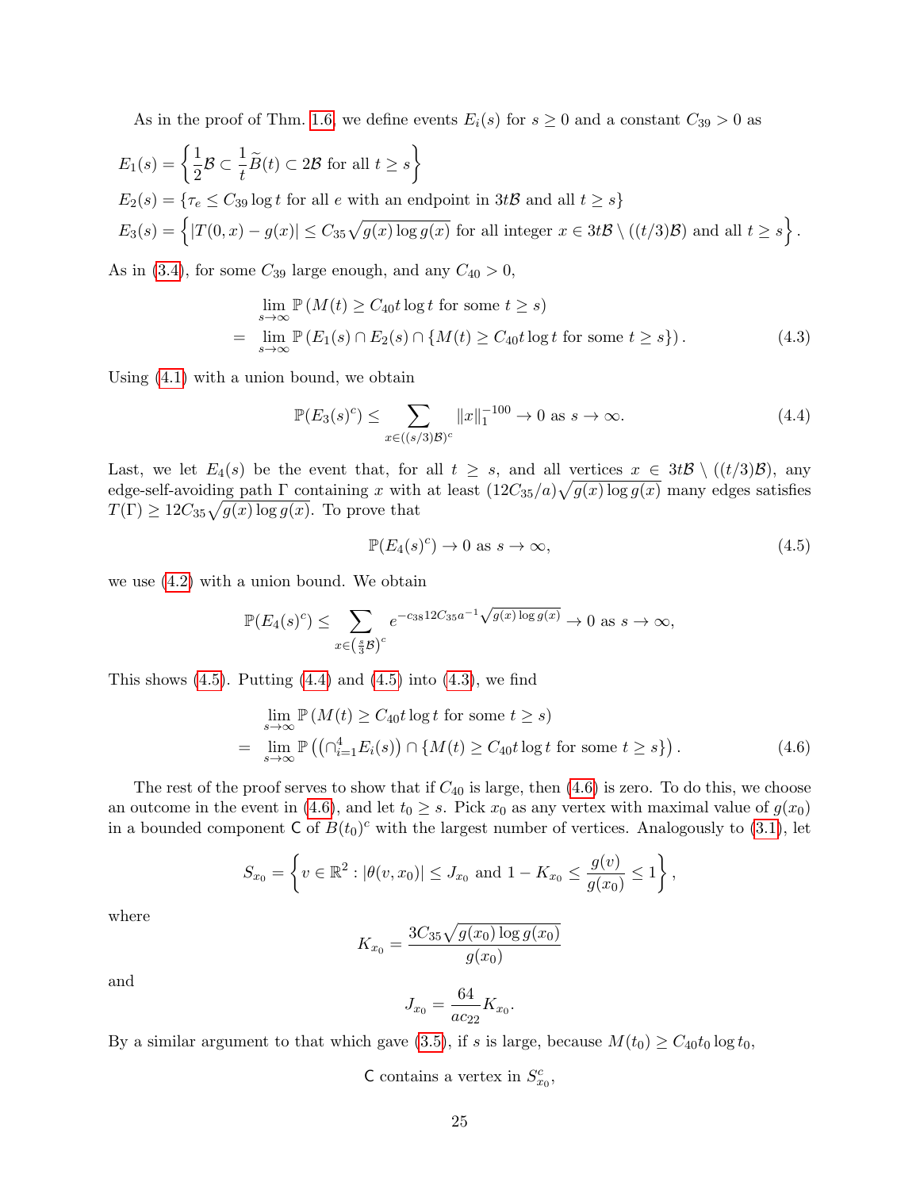As in the proof of Thm. 1.6, we define events $E_i(s)$ for $s \geq 0$ and a constant $C_{39} > 0$ as

$$
\begin{aligned}
E_1(s) &= \left\{ \frac{1}{2}\mathcal{B} \subset \frac{1}{t}\widetilde{B}(t) \subset 2\mathcal{B} \text{ for all } t \geq s \right\} \\
E_2(s) &= \{ \tau_e \leq C_{39} \log t \text{ for all } e \text{ with an endpoint in } 3t\mathcal{B} \text{ and all } t \geq s \} \\
E_3(s) &= \left\{ |T(0,x) - g(x)| \leq C_{35}\sqrt{g(x) \log g(x)} \text{ for all integer } x \in 3t\mathcal{B} \setminus ((t/3)\mathcal{B}) \text{ and all } t \geq s \right\}.
\end{aligned}
$$

As in (3.4), for some $C_{39}$ large enough, and any $C_{40} > 0$,

$$
\begin{aligned}
&\lim_{s \to \infty} \mathbb{P}\left( M(t) \geq C_{40} t \log t \text{ for some } t \geq s \right) \\
= \ &\lim_{s \to \infty} \mathbb{P}\left( E_1(s) \cap E_2(s) \cap \{ M(t) \geq C_{40} t \log t \text{ for some } t \geq s \} \right).
\end{aligned} \tag{4.3}
$$

Using (4.1) with a union bound, we obtain

$$
\mathbb{P}(E_3(s)^c) \leq \sum_{x \in ((s/3)\mathcal{B})^c} \|x\|_1^{-100} \to 0 \text{ as } s \to \infty. \tag{4.4}
$$

Last, we let $E_4(s)$ be the event that, for all $t \geq s$, and all vertices $x \in 3t\mathcal{B} \setminus ((t/3)\mathcal{B})$, any edge-self-avoiding path $\Gamma$ containing $x$ with at least $(12C_{35}/a)\sqrt{g(x)\log g(x)}$ many edges satisfies $T(\Gamma) \geq 12C_{35}\sqrt{g(x)\log g(x)}$. To prove that

$$
\mathbb{P}(E_4(s)^c) \to 0 \text{ as } s \to \infty, \tag{4.5}
$$

we use (4.2) with a union bound. We obtain

$$
\mathbb{P}(E_4(s)^c) \leq \sum_{x \in \left(\frac{s}{3}\mathcal{B}\right)^c} e^{-c_{38} 12 C_{35} a^{-1} \sqrt{g(x)\log g(x)}} \to 0 \text{ as } s \to \infty,
$$

This shows (4.5). Putting (4.4) and (4.5) into (4.3), we find

$$
\begin{aligned}
&\lim_{s \to \infty} \mathbb{P}\left( M(t) \geq C_{40} t \log t \text{ for some } t \geq s \right) \\
= \ &\lim_{s \to \infty} \mathbb{P}\left( \left( \cap_{i=1}^4 E_i(s) \right) \cap \{ M(t) \geq C_{40} t \log t \text{ for some } t \geq s \} \right).
\end{aligned} \tag{4.6}
$$

The rest of the proof serves to show that if $C_{40}$ is large, then (4.6) is zero. To do this, we choose an outcome in the event in (4.6), and let $t_0 \geq s$. Pick $x_0$ as any vertex with maximal value of $g(x_0)$ in a bounded component $\mathsf{C}$ of $B(t_0)^c$ with the largest number of vertices. Analogously to (3.1), let

$$
S_{x_0} = \left\{ v \in \mathbb{R}^2 : |\theta(v, x_0)| \leq J_{x_0} \text{ and } 1 - K_{x_0} \leq \frac{g(v)}{g(x_0)} \leq 1 \right\},
$$

where

$$
K_{x_0} = \frac{3C_{35}\sqrt{g(x_0)\log g(x_0)}}{g(x_0)}
$$

and

$$
J_{x_0} = \frac{64}{a c_{22}} K_{x_0}.
$$

By a similar argument to that which gave (3.5), if $s$ is large, because $M(t_0) \geq C_{40} t_0 \log t_0$,

$$
\mathsf{C} \text{ contains a vertex in } S_{x_0}^c,
$$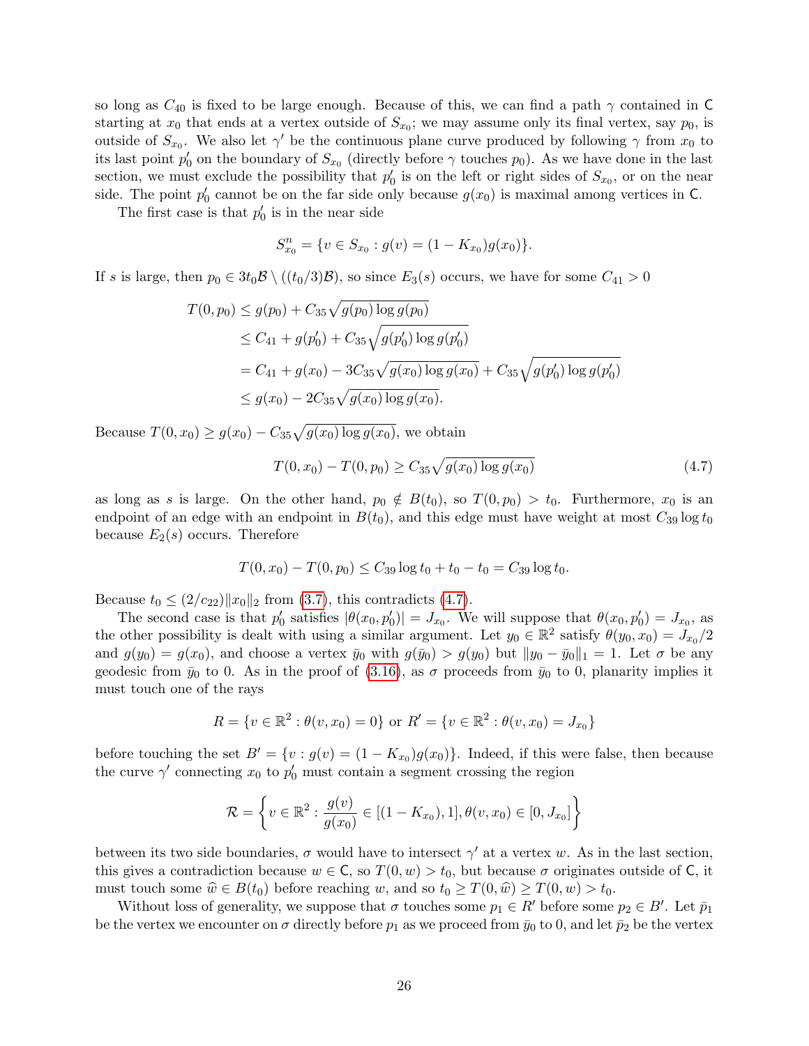so long as $C_{40}$ is fixed to be large enough. Because of this, we can find a path $\gamma$ contained in $\mathsf{C}$ starting at $x_0$ that ends at a vertex outside of $S_{x_0}$; we may assume only its final vertex, say $p_0$, is outside of $S_{x_0}$. We also let $\gamma'$ be the continuous plane curve produced by following $\gamma$ from $x_0$ to its last point $p_0'$ on the boundary of $S_{x_0}$ (directly before $\gamma$ touches $p_0$). As we have done in the last section, we must exclude the possibility that $p_0'$ is on the left or right sides of $S_{x_0}$, or on the near side. The point $p_0'$ cannot be on the far side only because $g(x_0)$ is maximal among vertices in $\mathsf{C}$.

The first case is that $p_0'$ is in the near side

$$S_{x_0}^n = \{v \in S_{x_0} : g(v) = (1 - K_{x_0})g(x_0)\}.$$

If $s$ is large, then $p_0 \in 3t_0\mathcal{B} \setminus ((t_0/3)\mathcal{B})$, so since $E_3(s)$ occurs, we have for some $C_{41} > 0$

$$\begin{aligned}
T(0, p_0) &\leq g(p_0) + C_{35}\sqrt{g(p_0)\log g(p_0)} \\
&\leq C_{41} + g(p_0') + C_{35}\sqrt{g(p_0')\log g(p_0')} \\
&= C_{41} + g(x_0) - 3C_{35}\sqrt{g(x_0)\log g(x_0)} + C_{35}\sqrt{g(p_0')\log g(p_0')} \\
&\leq g(x_0) - 2C_{35}\sqrt{g(x_0)\log g(x_0)}.
\end{aligned}$$

Because $T(0, x_0) \geq g(x_0) - C_{35}\sqrt{g(x_0)\log g(x_0)}$, we obtain

$$T(0, x_0) - T(0, p_0) \geq C_{35}\sqrt{g(x_0)\log g(x_0)} \tag{4.7}$$

as long as $s$ is large. On the other hand, $p_0 \notin B(t_0)$, so $T(0, p_0) > t_0$. Furthermore, $x_0$ is an endpoint of an edge with an endpoint in $B(t_0)$, and this edge must have weight at most $C_{39}\log t_0$ because $E_2(s)$ occurs. Therefore

$$T(0, x_0) - T(0, p_0) \leq C_{39}\log t_0 + t_0 - t_0 = C_{39}\log t_0.$$

Because $t_0 \leq (2/c_{22})\|x_0\|_2$ from (3.7), this contradicts (4.7).

The second case is that $p_0'$ satisfies $|\theta(x_0, p_0')| = J_{x_0}$. We will suppose that $\theta(x_0, p_0') = J_{x_0}$, as the other possibility is dealt with using a similar argument. Let $y_0 \in \mathbb{R}^2$ satisfy $\theta(y_0, x_0) = J_{x_0}/2$ and $g(y_0) = g(x_0)$, and choose a vertex $\bar{y}_0$ with $g(\bar{y}_0) > g(y_0)$ but $\|y_0 - \bar{y}_0\|_1 = 1$. Let $\sigma$ be any geodesic from $\bar{y}_0$ to 0. As in the proof of (3.16), as $\sigma$ proceeds from $\bar{y}_0$ to 0, planarity implies it must touch one of the rays

$$R = \{v \in \mathbb{R}^2 : \theta(v, x_0) = 0\} \text{ or } R' = \{v \in \mathbb{R}^2 : \theta(v, x_0) = J_{x_0}\}$$

before touching the set $B' = \{v : g(v) = (1 - K_{x_0})g(x_0)\}$. Indeed, if this were false, then because the curve $\gamma'$ connecting $x_0$ to $p_0'$ must contain a segment crossing the region

$$\mathcal{R} = \left\{v \in \mathbb{R}^2 : \frac{g(v)}{g(x_0)} \in [(1 - K_{x_0}), 1], \theta(v, x_0) \in [0, J_{x_0}]\right\}$$

between its two side boundaries, $\sigma$ would have to intersect $\gamma'$ at a vertex $w$. As in the last section, this gives a contradiction because $w \in \mathsf{C}$, so $T(0, w) > t_0$, but because $\sigma$ originates outside of $\mathsf{C}$, it must touch some $\widehat{w} \in B(t_0)$ before reaching $w$, and so $t_0 \geq T(0, \widehat{w}) \geq T(0, w) > t_0$.

Without loss of generality, we suppose that $\sigma$ touches some $p_1 \in R'$ before some $p_2 \in B'$. Let $\bar{p}_1$ be the vertex we encounter on $\sigma$ directly before $p_1$ as we proceed from $\bar{y}_0$ to 0, and let $\bar{p}_2$ be the vertex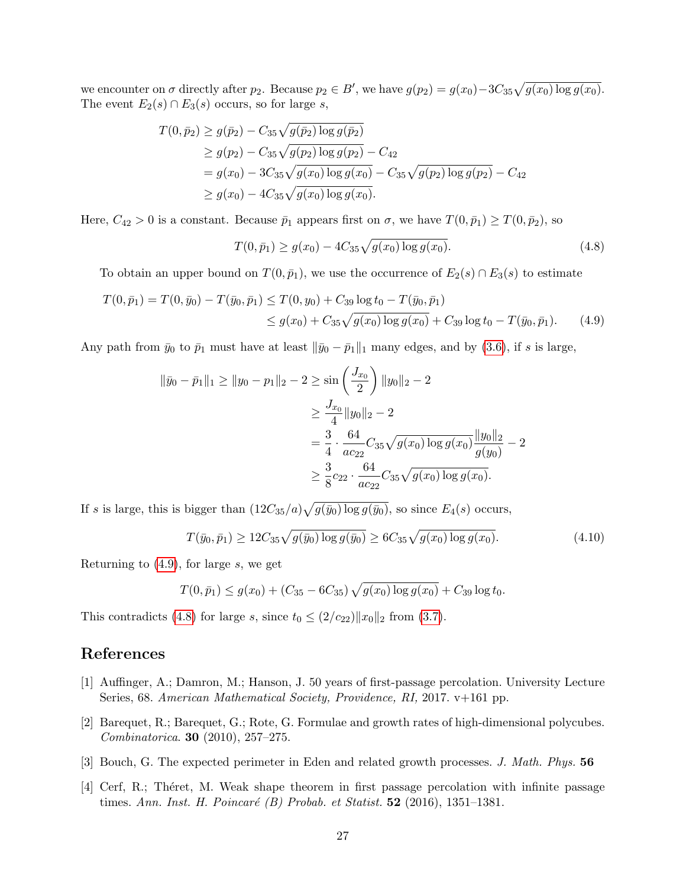we encounter on $\sigma$ directly after $p_2$. Because $p_2 \in B'$, we have $g(p_2) = g(x_0) - 3C_{35}\sqrt{g(x_0)\log g(x_0)}$. The event $E_2(s) \cap E_3(s)$ occurs, so for large $s$,

$$
\begin{aligned}
T(0,\bar{p}_2) &\geq g(\bar{p}_2) - C_{35}\sqrt{g(\bar{p}_2)\log g(\bar{p}_2)} \\
&\geq g(p_2) - C_{35}\sqrt{g(p_2)\log g(p_2)} - C_{42} \\
&= g(x_0) - 3C_{35}\sqrt{g(x_0)\log g(x_0)} - C_{35}\sqrt{g(p_2)\log g(p_2)} - C_{42} \\
&\geq g(x_0) - 4C_{35}\sqrt{g(x_0)\log g(x_0)}.
\end{aligned}
$$

Here, $C_{42} > 0$ is a constant. Because $\bar{p}_1$ appears first on $\sigma$, we have $T(0,\bar{p}_1) \geq T(0,\bar{p}_2)$, so

$$
T(0,\bar{p}_1) \geq g(x_0) - 4C_{35}\sqrt{g(x_0)\log g(x_0)}. \tag{4.8}
$$

To obtain an upper bound on $T(0,\bar{p}_1)$, we use the occurrence of $E_2(s) \cap E_3(s)$ to estimate

$$
\begin{aligned}
T(0,\bar{p}_1) = T(0,\bar{y}_0) - T(\bar{y}_0,\bar{p}_1) &\leq T(0,y_0) + C_{39}\log t_0 - T(\bar{y}_0,\bar{p}_1) \\
&\leq g(x_0) + C_{35}\sqrt{g(x_0)\log g(x_0)} + C_{39}\log t_0 - T(\bar{y}_0,\bar{p}_1).
\end{aligned} \tag{4.9}
$$

Any path from $\bar{y}_0$ to $\bar{p}_1$ must have at least $\|\bar{y}_0 - \bar{p}_1\|_1$ many edges, and by (3.6), if $s$ is large,

$$
\begin{aligned}
\|\bar{y}_0 - \bar{p}_1\|_1 \geq \|y_0 - p_1\|_2 - 2 &\geq \sin\left(\frac{J_{x_0}}{2}\right)\|y_0\|_2 - 2 \\
&\geq \frac{J_{x_0}}{4}\|y_0\|_2 - 2 \\
&= \frac{3}{4}\cdot\frac{64}{ac_{22}}C_{35}\sqrt{g(x_0)\log g(x_0)}\frac{\|y_0\|_2}{g(y_0)} - 2 \\
&\geq \frac{3}{8}c_{22}\cdot\frac{64}{ac_{22}}C_{35}\sqrt{g(x_0)\log g(x_0)}.
\end{aligned}
$$

If $s$ is large, this is bigger than $(12C_{35}/a)\sqrt{g(\bar{y}_0)\log g(\bar{y}_0)}$, so since $E_4(s)$ occurs,

$$
T(\bar{y}_0,\bar{p}_1) \geq 12C_{35}\sqrt{g(\bar{y}_0)\log g(\bar{y}_0)} \geq 6C_{35}\sqrt{g(x_0)\log g(x_0)}. \tag{4.10}
$$

Returning to (4.9), for large $s$, we get

$$
T(0,\bar{p}_1) \leq g(x_0) + (C_{35} - 6C_{35})\sqrt{g(x_0)\log g(x_0)} + C_{39}\log t_0.
$$

This contradicts (4.8) for large $s$, since $t_0 \leq (2/c_{22})\|x_0\|_2$ from (3.7).

## References

[1] Auffinger, A.; Damron, M.; Hanson, J. 50 years of first-passage percolation. University Lecture Series, 68. *American Mathematical Society, Providence, RI,* 2017. v+161 pp.

[2] Barequet, R.; Barequet, G.; Rote, G. Formulae and growth rates of high-dimensional polycubes. *Combinatorica*. **30** (2010), 257–275.

[3] Bouch, G. The expected perimeter in Eden and related growth processes. *J. Math. Phys.* **56**

[4] Cerf, R.; Théret, M. Weak shape theorem in first passage percolation with infinite passage times. *Ann. Inst. H. Poincaré (B) Probab. et Statist.* **52** (2016), 1351–1381.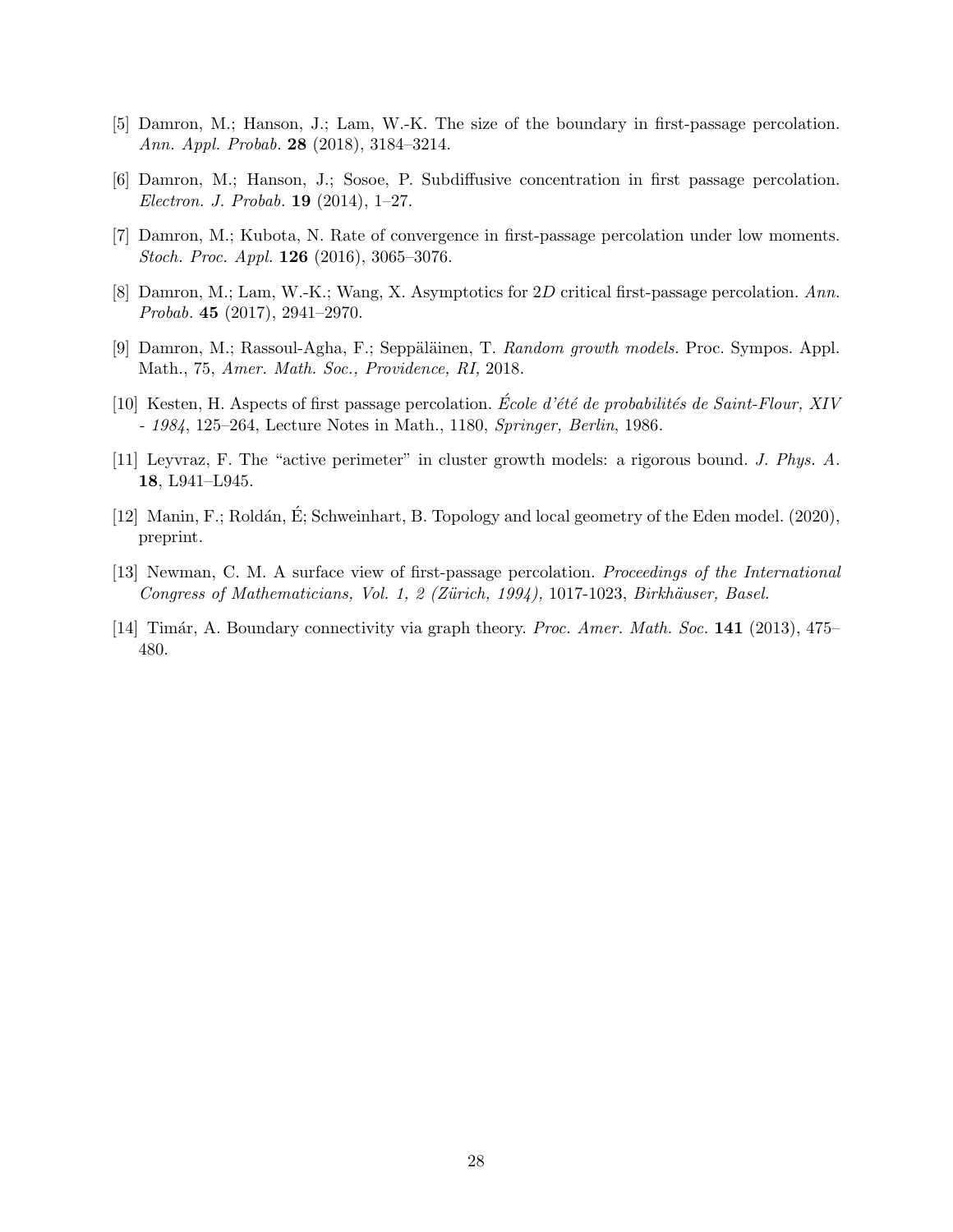[5] Damron, M.; Hanson, J.; Lam, W.-K. The size of the boundary in first-passage percolation. *Ann. Appl. Probab.* **28** (2018), 3184–3214.

[6] Damron, M.; Hanson, J.; Sosoe, P. Subdiffusive concentration in first passage percolation. *Electron. J. Probab.* **19** (2014), 1–27.

[7] Damron, M.; Kubota, N. Rate of convergence in first-passage percolation under low moments. *Stoch. Proc. Appl.* **126** (2016), 3065–3076.

[8] Damron, M.; Lam, W.-K.; Wang, X. Asymptotics for 2*D* critical first-passage percolation. *Ann. Probab.* **45** (2017), 2941–2970.

[9] Damron, M.; Rassoul-Agha, F.; Seppäläinen, T. *Random growth models.* Proc. Sympos. Appl. Math., 75, *Amer. Math. Soc., Providence, RI,* 2018.

[10] Kesten, H. Aspects of first passage percolation. *École d'été de probabilités de Saint-Flour, XIV - 1984*, 125–264, Lecture Notes in Math., 1180, *Springer, Berlin*, 1986.

[11] Leyvraz, F. The "active perimeter" in cluster growth models: a rigorous bound. *J. Phys. A.* **18**, L941–L945.

[12] Manin, F.; Roldán, É; Schweinhart, B. Topology and local geometry of the Eden model. (2020), preprint.

[13] Newman, C. M. A surface view of first-passage percolation. *Proceedings of the International Congress of Mathematicians, Vol. 1, 2 (Zürich, 1994),* 1017-1023, *Birkhäuser, Basel.*

[14] Timár, A. Boundary connectivity via graph theory. *Proc. Amer. Math. Soc.* **141** (2013), 475–480.